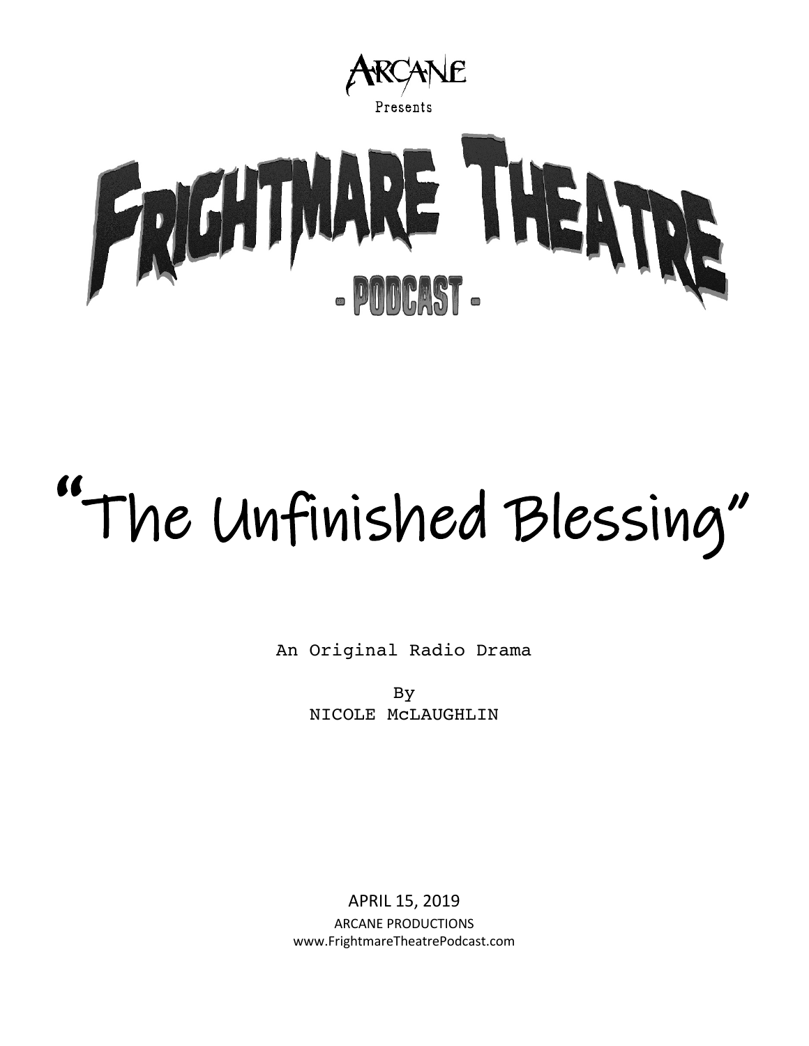ARCANE

Presents

# FRIGHTMARE THEATRE

- PODCAST -

# "The Unfinished Blessing"

An Original Radio Drama

By
NICOLE McLAUGHLIN

APRIL 15, 2019
ARCANE PRODUCTIONS
www.FrightmareTheatrePodcast.com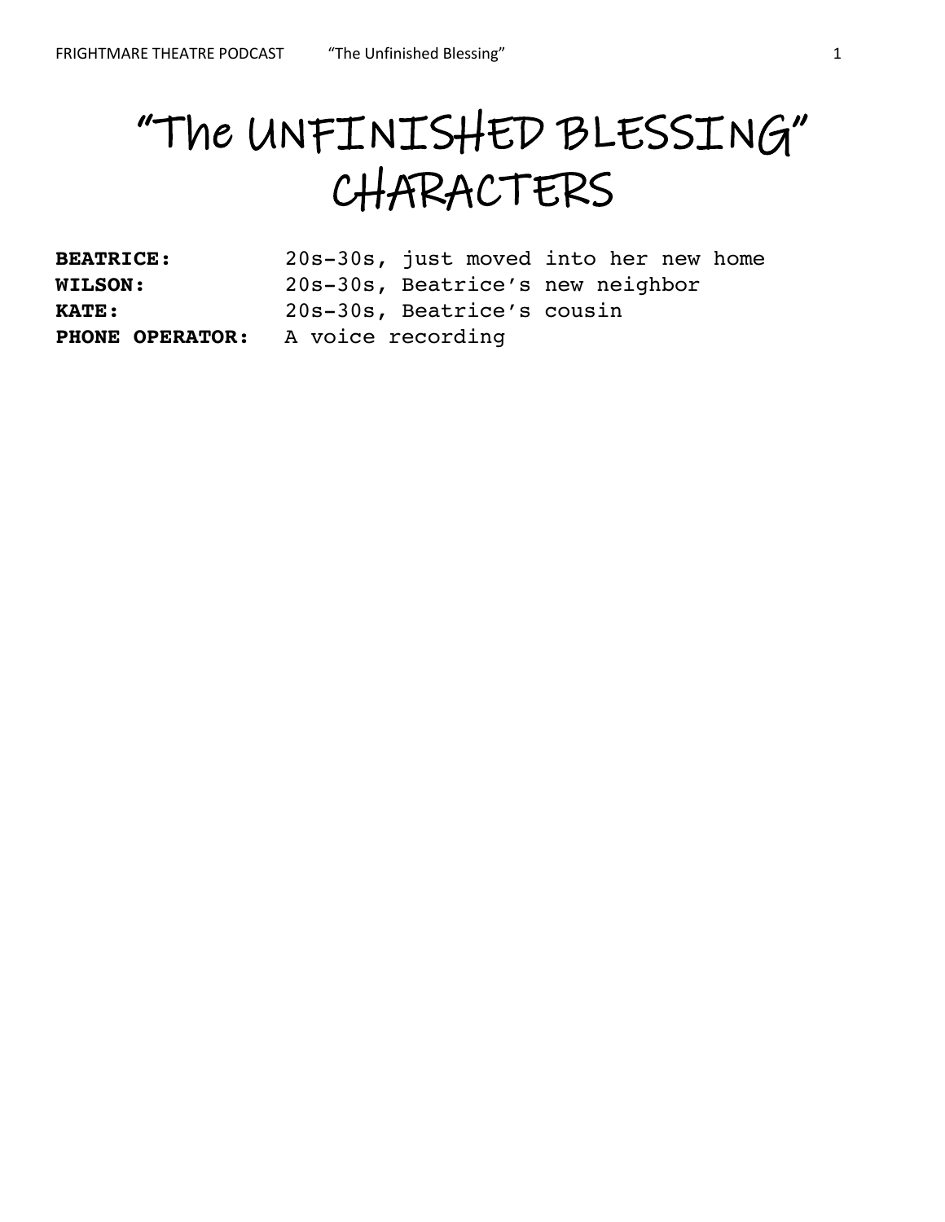# "The UNFINISHED BLESSING" CHARACTERS

**BEATRICE:** 20s-30s, just moved into her new home
**WILSON:** 20s-30s, Beatrice's new neighbor
**KATE:** 20s-30s, Beatrice's cousin
**PHONE OPERATOR:** A voice recording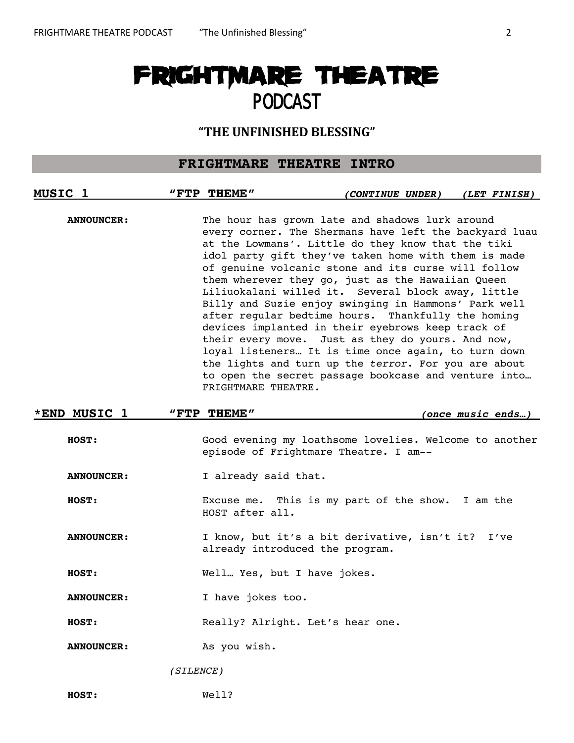# FRIGHTMARE THEATRE
## PODCAST

### "THE UNFINISHED BLESSING"

## FRIGHTMARE THEATRE INTRO

**MUSIC 1** **"FTP THEME"** ***(CONTINUE UNDER) (LET FINISH)***

**ANNOUNCER:** The hour has grown late and shadows lurk around every corner. The Shermans have left the backyard luau at the Lowmans'. Little do they know that the tiki idol party gift they've taken home with them is made of genuine volcanic stone and its curse will follow them wherever they go, just as the Hawaiian Queen Liliuokalani willed it. Several block away, little Billy and Suzie enjoy swinging in Hammons' Park well after regular bedtime hours. Thankfully the homing devices implanted in their eyebrows keep track of their every move. Just as they do yours. And now, loyal listeners… It is time once again, to turn down the lights and turn up the *terror*. For you are about to open the secret passage bookcase and venture into… FRIGHTMARE THEATRE.

**\*END MUSIC 1** **"FTP THEME"** ***(once music ends…)***

**HOST:** Good evening my loathsome lovelies. Welcome to another episode of Frightmare Theatre. I am--

**ANNOUNCER:** I already said that.

**HOST:** Excuse me. This is my part of the show. I am the HOST after all.

**ANNOUNCER:** I know, but it's a bit derivative, isn't it? I've already introduced the program.

**HOST:** Well… Yes, but I have jokes.

**ANNOUNCER:** I have jokes too.

**HOST:** Really? Alright. Let's hear one.

**ANNOUNCER:** As you wish.

*(SILENCE)*

**HOST:** Well?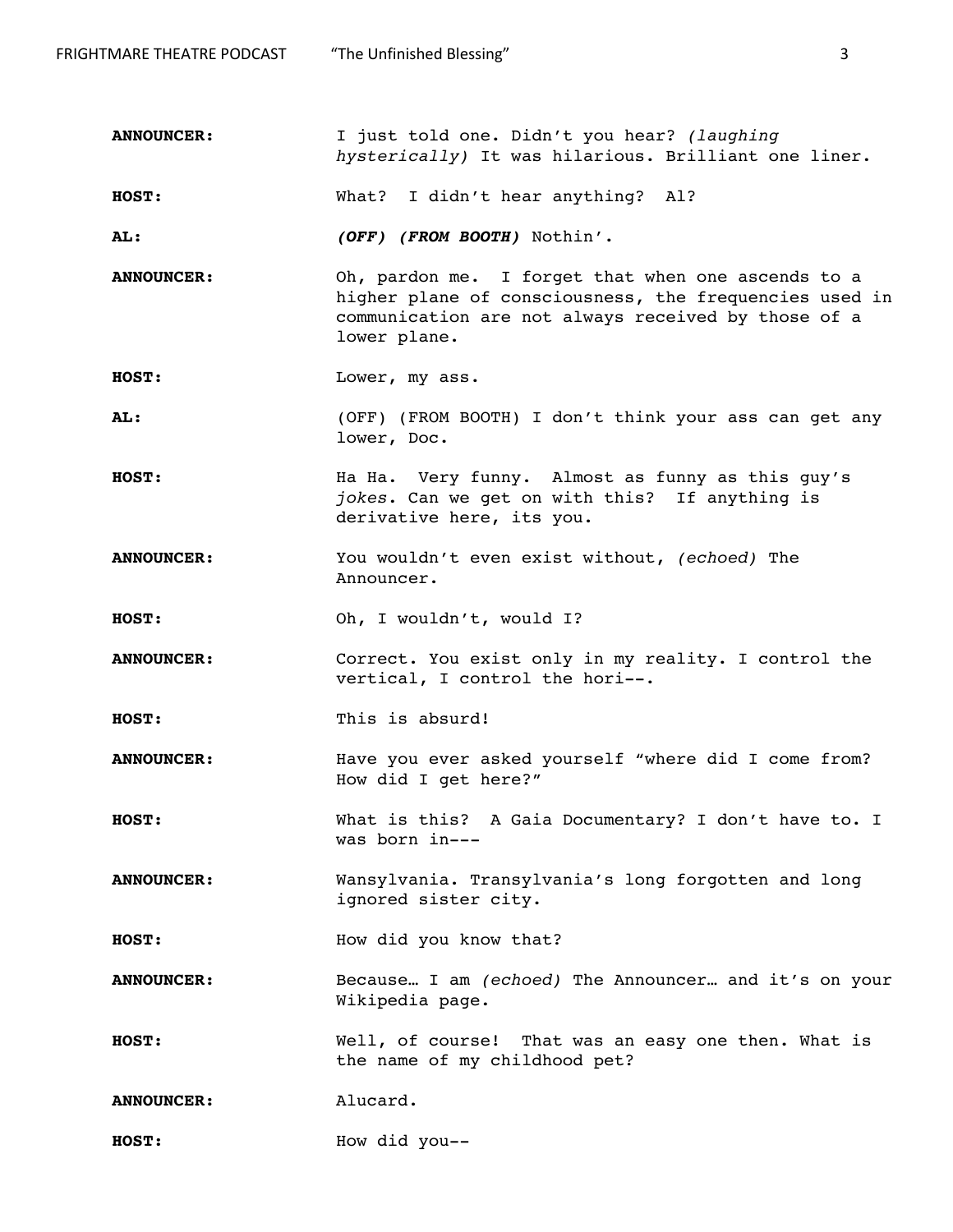**ANNOUNCER:** I just told one. Didn't you hear? *(laughing hysterically)* It was hilarious. Brilliant one liner.

**HOST:** What? I didn't hear anything? Al?

**AL:** ***(OFF) (FROM BOOTH)*** Nothin'.

**ANNOUNCER:** Oh, pardon me. I forget that when one ascends to a higher plane of consciousness, the frequencies used in communication are not always received by those of a lower plane.

**HOST:** Lower, my ass.

**AL:** (OFF) (FROM BOOTH) I don't think your ass can get any lower, Doc.

**HOST:** Ha Ha. Very funny. Almost as funny as this guy's *jokes*. Can we get on with this? If anything is derivative here, its you.

**ANNOUNCER:** You wouldn't even exist without, *(echoed)* The Announcer.

**HOST:** Oh, I wouldn't, would I?

**ANNOUNCER:** Correct. You exist only in my reality. I control the vertical, I control the hori--.

**HOST:** This is absurd!

**ANNOUNCER:** Have you ever asked yourself "where did I come from? How did I get here?"

**HOST:** What is this? A Gaia Documentary? I don't have to. I was born in---

**ANNOUNCER:** Wansylvania. Transylvania's long forgotten and long ignored sister city.

**HOST:** How did you know that?

**ANNOUNCER:** Because… I am *(echoed)* The Announcer… and it's on your Wikipedia page.

**HOST:** Well, of course! That was an easy one then. What is the name of my childhood pet?

**ANNOUNCER:** Alucard.

**HOST:** How did you--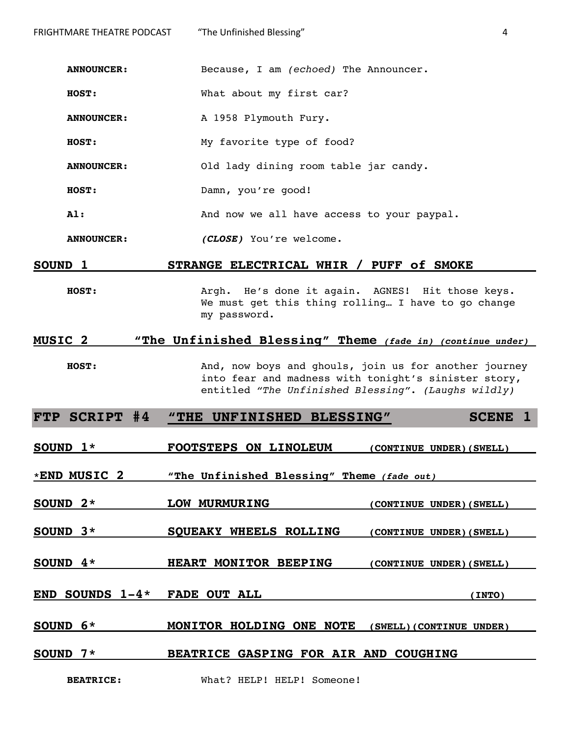**ANNOUNCER:** Because, I am *(echoed)* The Announcer.

**HOST:** What about my first car?

**ANNOUNCER:** A 1958 Plymouth Fury.

**HOST:** My favorite type of food?

**ANNOUNCER:** Old lady dining room table jar candy.

**HOST:** Damn, you're good!

**Al:** And now we all have access to your paypal.

**ANNOUNCER:** ***(CLOSE)*** You're welcome.

**SOUND 1 — STRANGE ELECTRICAL WHIR / PUFF of SMOKE**

**HOST:** Argh. He's done it again. AGNES! Hit those keys. We must get this thing rolling… I have to go change my password.

**MUSIC 2 — "The Unfinished Blessing" Theme *(fade in) (continue under)***

**HOST:** And, now boys and ghouls, join us for another journey into fear and madness with tonight's sinister story, entitled *"The Unfinished Blessing"*. *(Laughs wildly)*

## FTP SCRIPT #4 "THE UNFINISHED BLESSING" — SCENE 1

**SOUND 1* — FOOTSTEPS ON LINOLEUM — (CONTINUE UNDER)(SWELL)**

***END MUSIC 2 — "The Unfinished Blessing" Theme *(fade out)***

**SOUND 2* — LOW MURMURING — (CONTINUE UNDER)(SWELL)**

**SOUND 3* — SQUEAKY WHEELS ROLLING — (CONTINUE UNDER)(SWELL)**

**SOUND 4* — HEART MONITOR BEEPING — (CONTINUE UNDER)(SWELL)**

**END SOUNDS 1-4* — FADE OUT ALL — (INTO)**

**SOUND 6* — MONITOR HOLDING ONE NOTE — (SWELL)(CONTINUE UNDER)**

**SOUND 7* — BEATRICE GASPING FOR AIR AND COUGHING**

**BEATRICE:** What? HELP! HELP! Someone!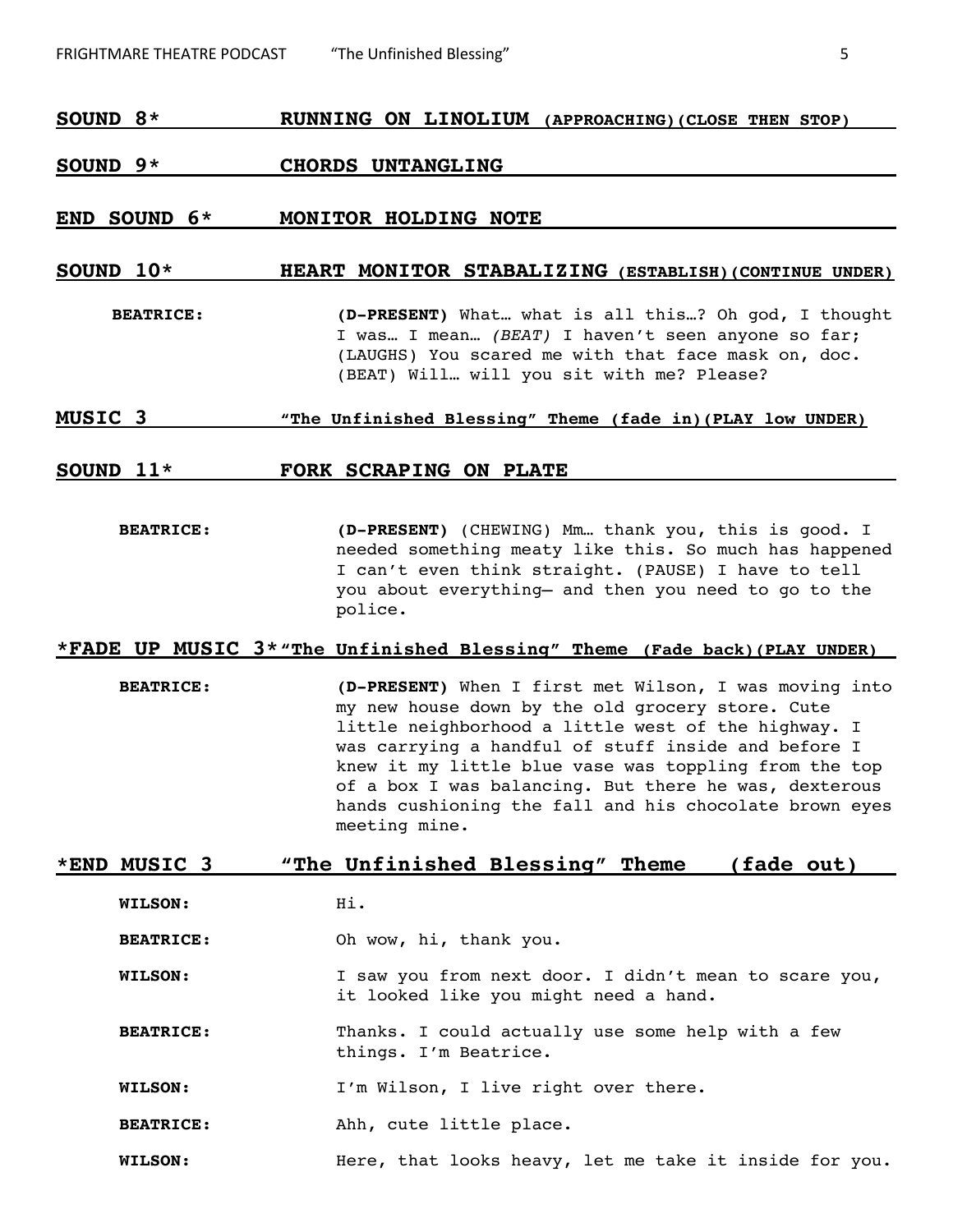**SOUND 8*** **RUNNING ON LINOLIUM** **(APPROACHING)(CLOSE THEN STOP)**

**SOUND 9*** **CHORDS UNTANGLING**

**END SOUND 6*** **MONITOR HOLDING NOTE**

**SOUND 10*** **HEART MONITOR STABALIZING** **(ESTABLISH)(CONTINUE UNDER)**

**BEATRICE:** **(D-PRESENT)** What… what is all this…? Oh god, I thought I was… I mean… *(BEAT)* I haven't seen anyone so far; (LAUGHS) You scared me with that face mask on, doc. (BEAT) Will… will you sit with me? Please?

**MUSIC 3** **"The Unfinished Blessing" Theme (fade in)(PLAY low UNDER)**

**SOUND 11*** **FORK SCRAPING ON PLATE**

**BEATRICE:** **(D-PRESENT)** (CHEWING) Mm… thank you, this is good. I needed something meaty like this. So much has happened I can't even think straight. (PAUSE) I have to tell you about everything— and then you need to go to the police.

***FADE UP MUSIC 3*** **"The Unfinished Blessing" Theme (Fade back)(PLAY UNDER)**

**BEATRICE:** **(D-PRESENT)** When I first met Wilson, I was moving into my new house down by the old grocery store. Cute little neighborhood a little west of the highway. I was carrying a handful of stuff inside and before I knew it my little blue vase was toppling from the top of a box I was balancing. But there he was, dexterous hands cushioning the fall and his chocolate brown eyes meeting mine.

***END MUSIC 3** **"The Unfinished Blessing" Theme (fade out)**

**WILSON:** Hi.

**BEATRICE:** Oh wow, hi, thank you.

**WILSON:** I saw you from next door. I didn't mean to scare you, it looked like you might need a hand.

**BEATRICE:** Thanks. I could actually use some help with a few things. I'm Beatrice.

**WILSON:** I'm Wilson, I live right over there.

**BEATRICE:** Ahh, cute little place.

**WILSON:** Here, that looks heavy, let me take it inside for you.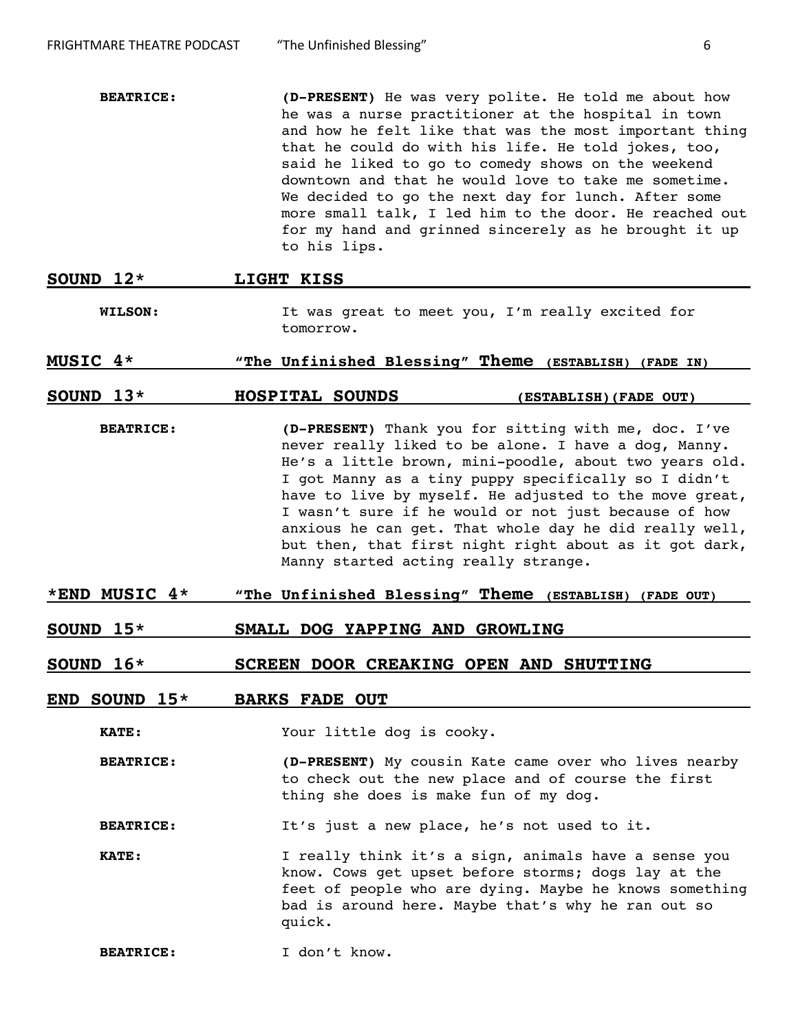**BEATRICE:** **(D-PRESENT)** He was very polite. He told me about how he was a nurse practitioner at the hospital in town and how he felt like that was the most important thing that he could do with his life. He told jokes, too, said he liked to go to comedy shows on the weekend downtown and that he would love to take me sometime. We decided to go the next day for lunch. After some more small talk, I led him to the door. He reached out for my hand and grinned sincerely as he brought it up to his lips.

**SOUND 12*** **LIGHT KISS**

**WILSON:** It was great to meet you, I'm really excited for tomorrow.

**MUSIC 4*** **"The Unfinished Blessing" Theme (ESTABLISH) (FADE IN)**

**SOUND 13*** **HOSPITAL SOUNDS (ESTABLISH)(FADE OUT)**

**BEATRICE:** **(D-PRESENT)** Thank you for sitting with me, doc. I've never really liked to be alone. I have a dog, Manny. He's a little brown, mini-poodle, about two years old. I got Manny as a tiny puppy specifically so I didn't have to live by myself. He adjusted to the move great, I wasn't sure if he would or not just because of how anxious he can get. That whole day he did really well, but then, that first night right about as it got dark, Manny started acting really strange.

**\*END MUSIC 4*** **"The Unfinished Blessing" Theme (ESTABLISH) (FADE OUT)**

**SOUND 15*** **SMALL DOG YAPPING AND GROWLING**

**SOUND 16*** **SCREEN DOOR CREAKING OPEN AND SHUTTING**

**END SOUND 15*** **BARKS FADE OUT**

**KATE:** Your little dog is cooky.

**BEATRICE:** **(D-PRESENT)** My cousin Kate came over who lives nearby to check out the new place and of course the first thing she does is make fun of my dog.

**BEATRICE:** It's just a new place, he's not used to it.

**KATE:** I really think it's a sign, animals have a sense you know. Cows get upset before storms; dogs lay at the feet of people who are dying. Maybe he knows something bad is around here. Maybe that's why he ran out so quick.

**BEATRICE:** I don't know.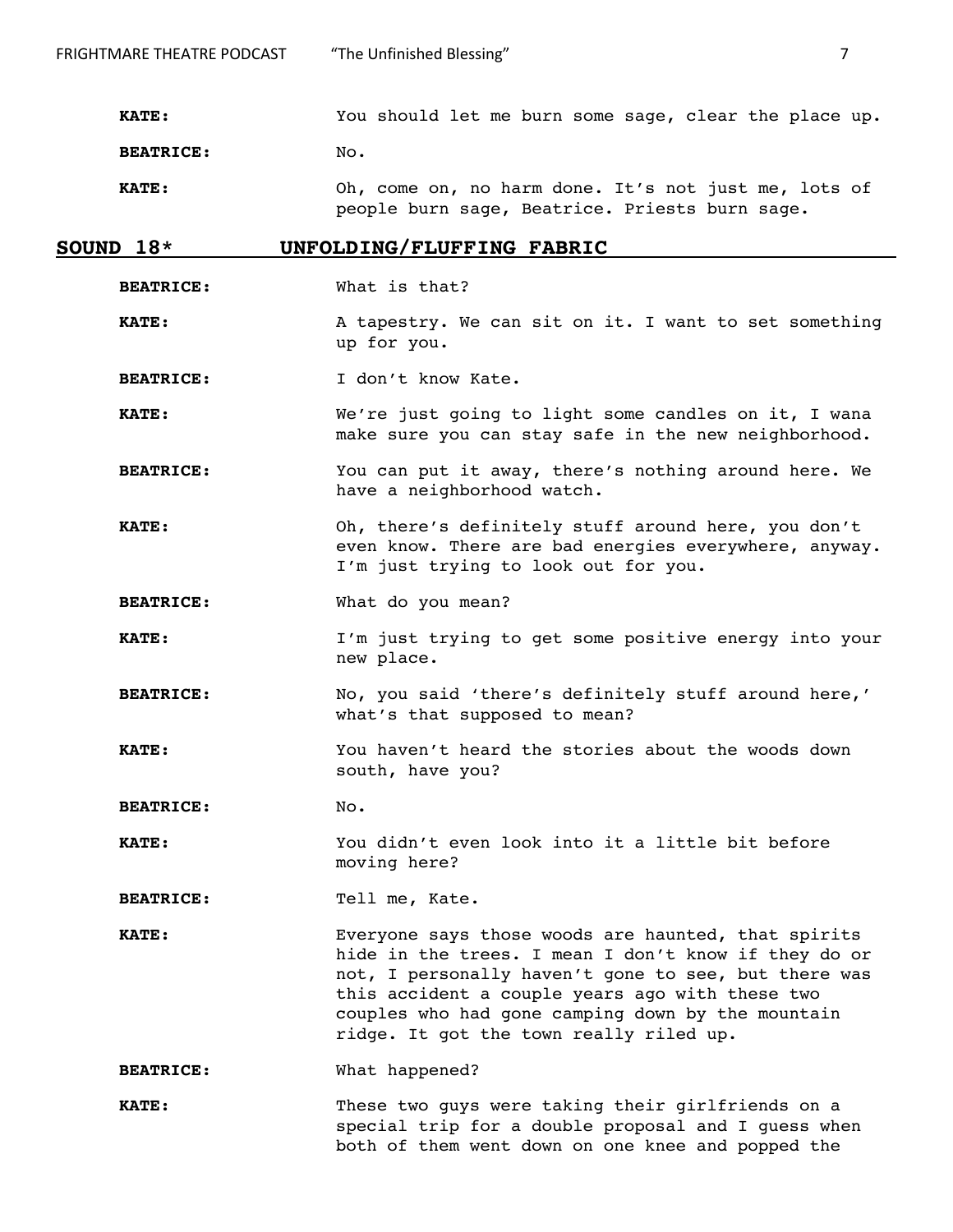**KATE:** You should let me burn some sage, clear the place up.

**BEATRICE:** No.

**KATE:** Oh, come on, no harm done. It's not just me, lots of people burn sage, Beatrice. Priests burn sage.

## SOUND 18* UNFOLDING/FLUFFING FABRIC

**BEATRICE:** What is that?

**KATE:** A tapestry. We can sit on it. I want to set something up for you.

**BEATRICE:** I don't know Kate.

**KATE:** We're just going to light some candles on it, I wana make sure you can stay safe in the new neighborhood.

**BEATRICE:** You can put it away, there's nothing around here. We have a neighborhood watch.

**KATE:** Oh, there's definitely stuff around here, you don't even know. There are bad energies everywhere, anyway. I'm just trying to look out for you.

**BEATRICE:** What do you mean?

**KATE:** I'm just trying to get some positive energy into your new place.

**BEATRICE:** No, you said 'there's definitely stuff around here,' what's that supposed to mean?

**KATE:** You haven't heard the stories about the woods down south, have you?

**BEATRICE:** No.

**KATE:** You didn't even look into it a little bit before moving here?

**BEATRICE:** Tell me, Kate.

**KATE:** Everyone says those woods are haunted, that spirits hide in the trees. I mean I don't know if they do or not, I personally haven't gone to see, but there was this accident a couple years ago with these two couples who had gone camping down by the mountain ridge. It got the town really riled up.

**BEATRICE:** What happened?

**KATE:** These two guys were taking their girlfriends on a special trip for a double proposal and I guess when both of them went down on one knee and popped the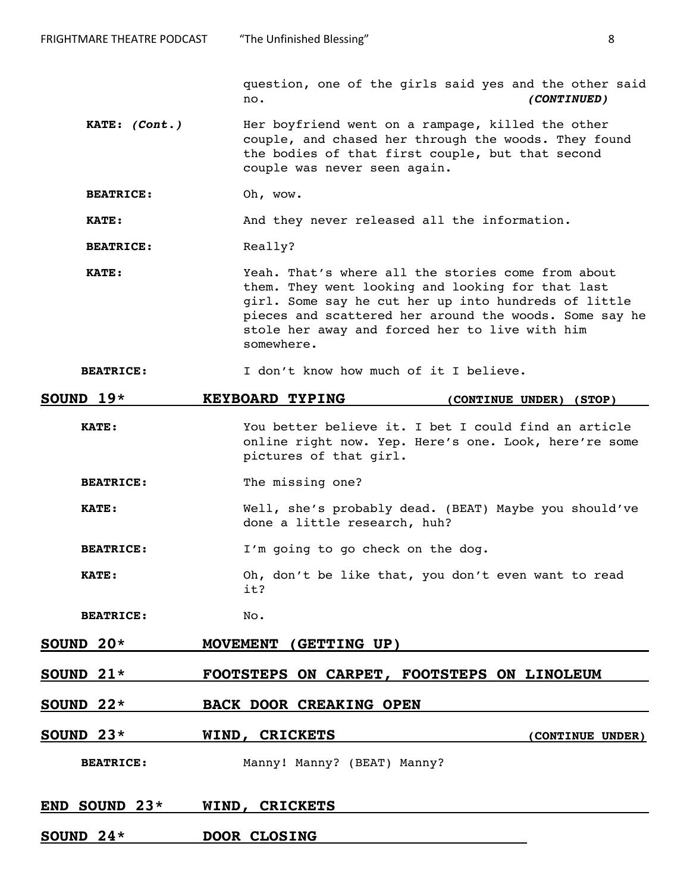question, one of the girls said yes and the other said no. ***(CONTINUED)***

**KATE: *(Cont.)*** Her boyfriend went on a rampage, killed the other couple, and chased her through the woods. They found the bodies of that first couple, but that second couple was never seen again.

**BEATRICE:** Oh, wow.

**KATE:** And they never released all the information.

**BEATRICE:** Really?

**KATE:** Yeah. That's where all the stories come from about them. They went looking and looking for that last girl. Some say he cut her up into hundreds of little pieces and scattered her around the woods. Some say he stole her away and forced her to live with him somewhere.

**BEATRICE:** I don't know how much of it I believe.

**SOUND 19* KEYBOARD TYPING (CONTINUE UNDER) (STOP)**

**KATE:** You better believe it. I bet I could find an article online right now. Yep. Here's one. Look, here're some pictures of that girl.

**BEATRICE:** The missing one?

**KATE:** Well, she's probably dead. (BEAT) Maybe you should've done a little research, huh?

**BEATRICE:** I'm going to go check on the dog.

**KATE:** Oh, don't be like that, you don't even want to read it?

**BEATRICE:** No.

**SOUND 20* MOVEMENT (GETTING UP)**

**SOUND 21* FOOTSTEPS ON CARPET, FOOTSTEPS ON LINOLEUM**

**SOUND 22* BACK DOOR CREAKING OPEN**

**SOUND 23* WIND, CRICKETS (CONTINUE UNDER)**

**BEATRICE:** Manny! Manny? (BEAT) Manny?

**END SOUND 23* WIND, CRICKETS**

**SOUND 24* DOOR CLOSING**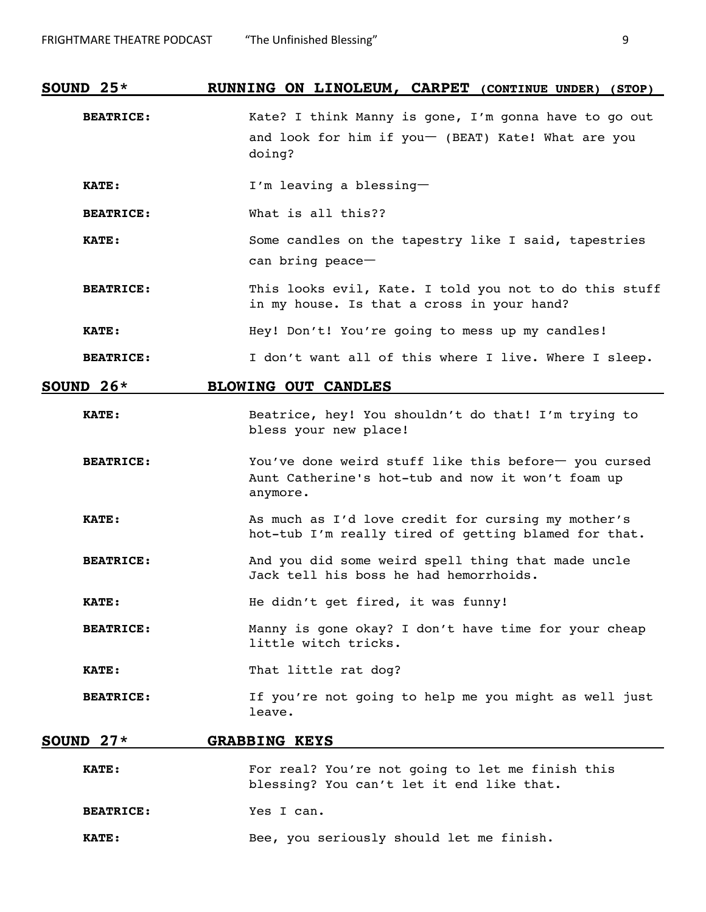**SOUND 25* RUNNING ON LINOLEUM, CARPET (CONTINUE UNDER) (STOP)**

**BEATRICE:** Kate? I think Manny is gone, I'm gonna have to go out and look for him if you— (BEAT) Kate! What are you doing?

**KATE:** I'm leaving a blessing—

**BEATRICE:** What is all this??

**KATE:** Some candles on the tapestry like I said, tapestries can bring peace—

**BEATRICE:** This looks evil, Kate. I told you not to do this stuff in my house. Is that a cross in your hand?

**KATE:** Hey! Don't! You're going to mess up my candles!

**BEATRICE:** I don't want all of this where I live. Where I sleep.

**SOUND 26* BLOWING OUT CANDLES**

**KATE:** Beatrice, hey! You shouldn't do that! I'm trying to bless your new place!

**BEATRICE:** You've done weird stuff like this before— you cursed Aunt Catherine's hot-tub and now it won't foam up anymore.

**KATE:** As much as I'd love credit for cursing my mother's hot-tub I'm really tired of getting blamed for that.

**BEATRICE:** And you did some weird spell thing that made uncle Jack tell his boss he had hemorrhoids.

**KATE:** He didn't get fired, it was funny!

**BEATRICE:** Manny is gone okay? I don't have time for your cheap little witch tricks.

**KATE:** That little rat dog?

**BEATRICE:** If you're not going to help me you might as well just leave.

**SOUND 27* GRABBING KEYS**

**KATE:** For real? You're not going to let me finish this blessing? You can't let it end like that.

**BEATRICE:** Yes I can.

**KATE:** Bee, you seriously should let me finish.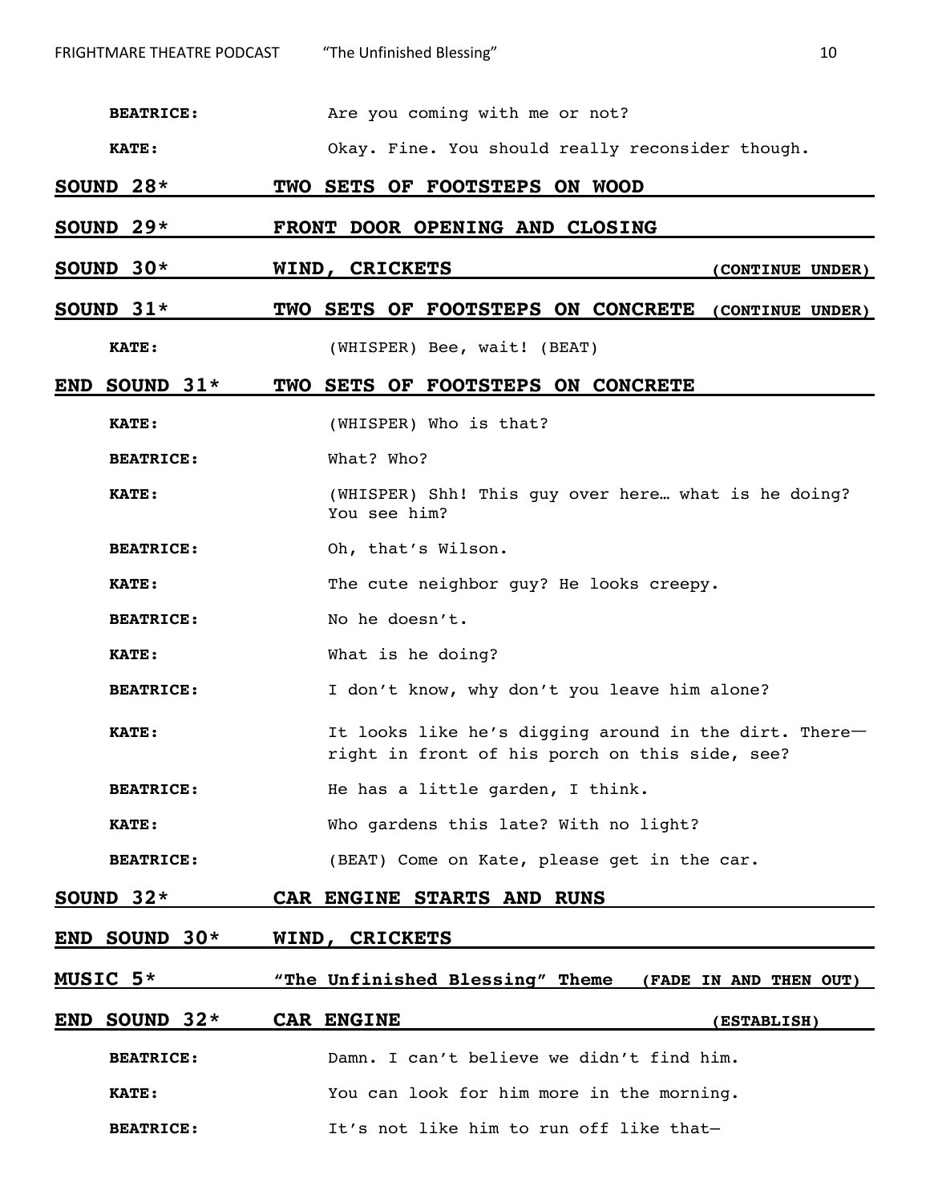**BEATRICE:** Are you coming with me or not?

**KATE:** Okay. Fine. You should really reconsider though.

**SOUND 28*** **TWO SETS OF FOOTSTEPS ON WOOD**

**SOUND 29*** **FRONT DOOR OPENING AND CLOSING**

**SOUND 30*** **WIND, CRICKETS** **(CONTINUE UNDER)**

**SOUND 31*** **TWO SETS OF FOOTSTEPS ON CONCRETE** **(CONTINUE UNDER)**

**KATE:** (WHISPER) Bee, wait! (BEAT)

**END SOUND 31*** **TWO SETS OF FOOTSTEPS ON CONCRETE**

**KATE:** (WHISPER) Who is that?

**BEATRICE:** What? Who?

**KATE:** (WHISPER) Shh! This guy over here… what is he doing? You see him?

**BEATRICE:** Oh, that's Wilson.

**KATE:** The cute neighbor guy? He looks creepy.

**BEATRICE:** No he doesn't.

**KATE:** What is he doing?

**BEATRICE:** I don't know, why don't you leave him alone?

**KATE:** It looks like he's digging around in the dirt. There— right in front of his porch on this side, see?

**BEATRICE:** He has a little garden, I think.

**KATE:** Who gardens this late? With no light?

**BEATRICE:** (BEAT) Come on Kate, please get in the car.

**SOUND 32*** **CAR ENGINE STARTS AND RUNS**

**END SOUND 30*** **WIND, CRICKETS**

**MUSIC 5*** **"The Unfinished Blessing" Theme** **(FADE IN AND THEN OUT)**

**END SOUND 32*** **CAR ENGINE** **(ESTABLISH)**

**BEATRICE:** Damn. I can't believe we didn't find him.

**KATE:** You can look for him more in the morning.

**BEATRICE:** It's not like him to run off like that–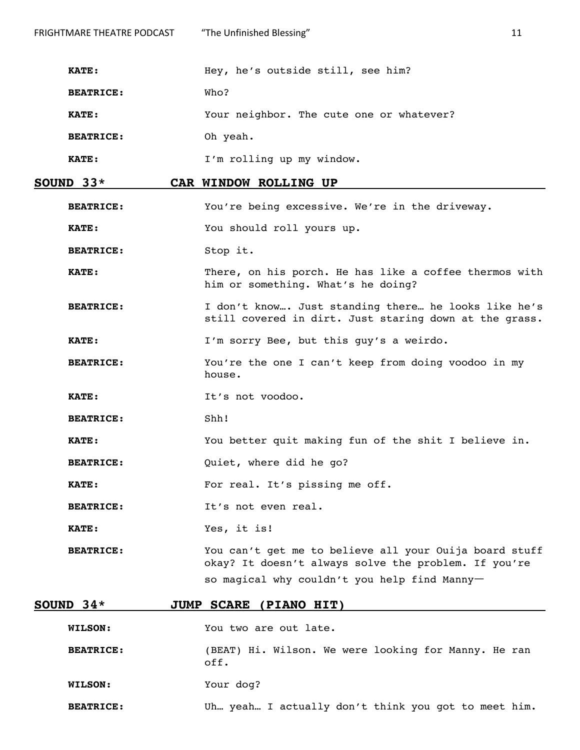**KATE:** Hey, he's outside still, see him?

**BEATRICE:** Who?

**KATE:** Your neighbor. The cute one or whatever?

**BEATRICE:** Oh yeah.

**KATE:** I'm rolling up my window.

**SOUND 33* CAR WINDOW ROLLING UP**

**BEATRICE:** You're being excessive. We're in the driveway.

**KATE:** You should roll yours up.

**BEATRICE:** Stop it.

**KATE:** There, on his porch. He has like a coffee thermos with him or something. What's he doing?

**BEATRICE:** I don't know…. Just standing there… he looks like he's still covered in dirt. Just staring down at the grass.

**KATE:** I'm sorry Bee, but this guy's a weirdo.

**BEATRICE:** You're the one I can't keep from doing voodoo in my house.

**KATE:** It's not voodoo.

**BEATRICE:** Shh!

**KATE:** You better quit making fun of the shit I believe in.

**BEATRICE:** Quiet, where did he go?

**KATE:** For real. It's pissing me off.

**BEATRICE:** It's not even real.

**KATE:** Yes, it is!

**BEATRICE:** You can't get me to believe all your Ouija board stuff okay? It doesn't always solve the problem. If you're so magical why couldn't you help find Manny—

**SOUND 34* JUMP SCARE (PIANO HIT)**

**WILSON:** You two are out late.

**BEATRICE:** (BEAT) Hi. Wilson. We were looking for Manny. He ran off.

**WILSON:** Your dog?

**BEATRICE:** Uh… yeah… I actually don't think you got to meet him.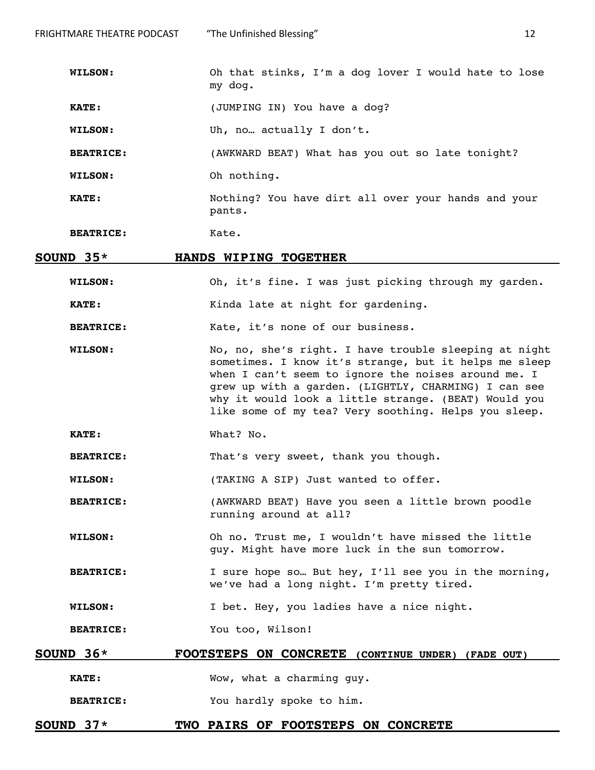**WILSON:** Oh that stinks, I'm a dog lover I would hate to lose my dog.

**KATE:** (JUMPING IN) You have a dog?

**WILSON:** Uh, no… actually I don't.

**BEATRICE:** (AWKWARD BEAT) What has you out so late tonight?

**WILSON:** Oh nothing.

**KATE:** Nothing? You have dirt all over your hands and your pants.

**BEATRICE:** Kate.

**SOUND 35*     HANDS WIPING TOGETHER**

**WILSON:** Oh, it's fine. I was just picking through my garden.

**KATE:** Kinda late at night for gardening.

**BEATRICE:** Kate, it's none of our business.

**WILSON:** No, no, she's right. I have trouble sleeping at night sometimes. I know it's strange, but it helps me sleep when I can't seem to ignore the noises around me. I grew up with a garden. (LIGHTLY, CHARMING) I can see why it would look a little strange. (BEAT) Would you like some of my tea? Very soothing. Helps you sleep.

**KATE:** What? No.

**BEATRICE:** That's very sweet, thank you though.

**WILSON:** (TAKING A SIP) Just wanted to offer.

**BEATRICE:** (AWKWARD BEAT) Have you seen a little brown poodle running around at all?

**WILSON:** Oh no. Trust me, I wouldn't have missed the little guy. Might have more luck in the sun tomorrow.

**BEATRICE:** I sure hope so… But hey, I'll see you in the morning, we've had a long night. I'm pretty tired.

**WILSON:** I bet. Hey, you ladies have a nice night.

**BEATRICE:** You too, Wilson!

**SOUND 36*     FOOTSTEPS ON CONCRETE (CONTINUE UNDER) (FADE OUT)**

**KATE:** Wow, what a charming guy.

**BEATRICE:** You hardly spoke to him.

**SOUND 37*     TWO PAIRS OF FOOTSTEPS ON CONCRETE**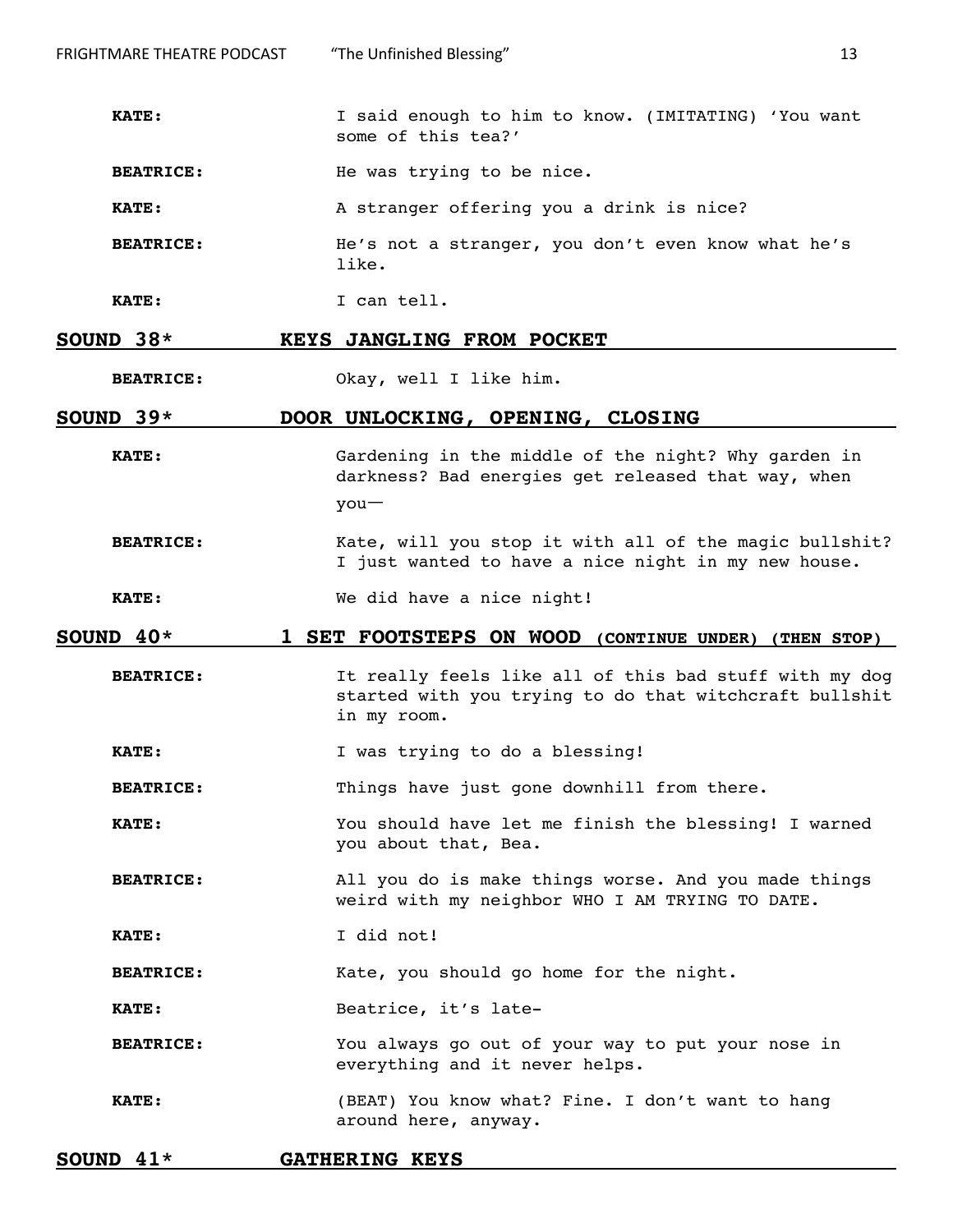**KATE:** I said enough to him to know. (IMITATING) 'You want some of this tea?'

**BEATRICE:** He was trying to be nice.

**KATE:** A stranger offering you a drink is nice?

**BEATRICE:** He's not a stranger, you don't even know what he's like.

**KATE:** I can tell.

**SOUND 38* KEYS JANGLING FROM POCKET**

**BEATRICE:** Okay, well I like him.

**SOUND 39* DOOR UNLOCKING, OPENING, CLOSING**

**KATE:** Gardening in the middle of the night? Why garden in darkness? Bad energies get released that way, when you—

**BEATRICE:** Kate, will you stop it with all of the magic bullshit? I just wanted to have a nice night in my new house.

**KATE:** We did have a nice night!

**SOUND 40* 1 SET FOOTSTEPS ON WOOD (CONTINUE UNDER) (THEN STOP)**

**BEATRICE:** It really feels like all of this bad stuff with my dog started with you trying to do that witchcraft bullshit in my room.

**KATE:** I was trying to do a blessing!

**BEATRICE:** Things have just gone downhill from there.

**KATE:** You should have let me finish the blessing! I warned you about that, Bea.

**BEATRICE:** All you do is make things worse. And you made things weird with my neighbor WHO I AM TRYING TO DATE.

**KATE:** I did not!

**BEATRICE:** Kate, you should go home for the night.

**KATE:** Beatrice, it's late-

**BEATRICE:** You always go out of your way to put your nose in everything and it never helps.

**KATE:** (BEAT) You know what? Fine. I don't want to hang around here, anyway.

**SOUND 41* GATHERING KEYS**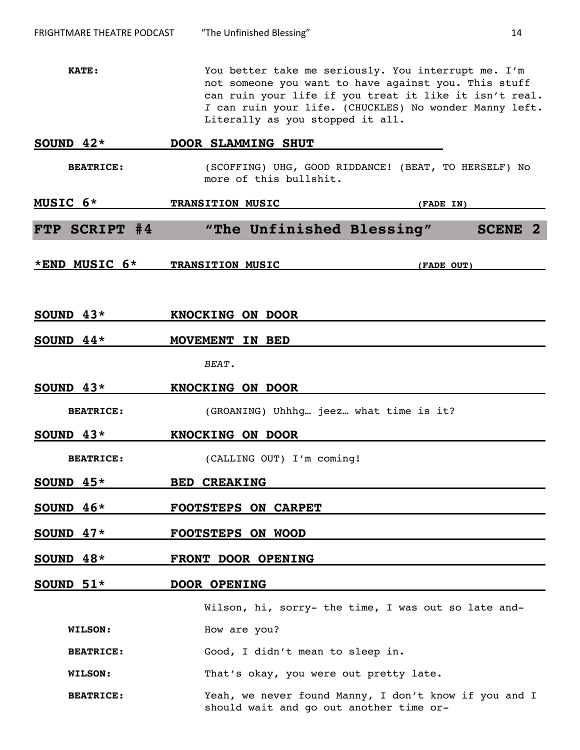**KATE:** You better take me seriously. You interrupt me. I'm not someone you want to have against you. This stuff can ruin your life if you treat it like it isn't real. *I* can ruin your life. (CHUCKLES) No wonder Manny left. Literally as you stopped it all.

**SOUND 42*** **DOOR SLAMMING SHUT**

**BEATRICE:** (SCOFFING) UHG, GOOD RIDDANCE! (BEAT, TO HERSELF) No more of this bullshit.

**MUSIC 6*** **TRANSITION MUSIC** **(FADE IN)**

## FTP SCRIPT #4 "The Unfinished Blessing" SCENE 2

***END MUSIC 6*** **TRANSITION MUSIC** **(FADE OUT)**

**SOUND 43*** **KNOCKING ON DOOR**

**SOUND 44*** **MOVEMENT IN BED**

*BEAT*.

**SOUND 43*** **KNOCKING ON DOOR**

**BEATRICE:** (GROANING) Uhhhg… jeez… what time is it?

**SOUND 43*** **KNOCKING ON DOOR**

**BEATRICE:** (CALLING OUT) I'm coming!

**SOUND 45*** **BED CREAKING**

**SOUND 46*** **FOOTSTEPS ON CARPET**

**SOUND 47*** **FOOTSTEPS ON WOOD**

**SOUND 48*** **FRONT DOOR OPENING**

**SOUND 51*** **DOOR OPENING**

Wilson, hi, sorry- the time, I was out so late and-

**WILSON:** How are you?

**BEATRICE:** Good, I didn't mean to sleep in.

**WILSON:** That's okay, you were out pretty late.

**BEATRICE:** Yeah, we never found Manny, I don't know if you and I should wait and go out another time or-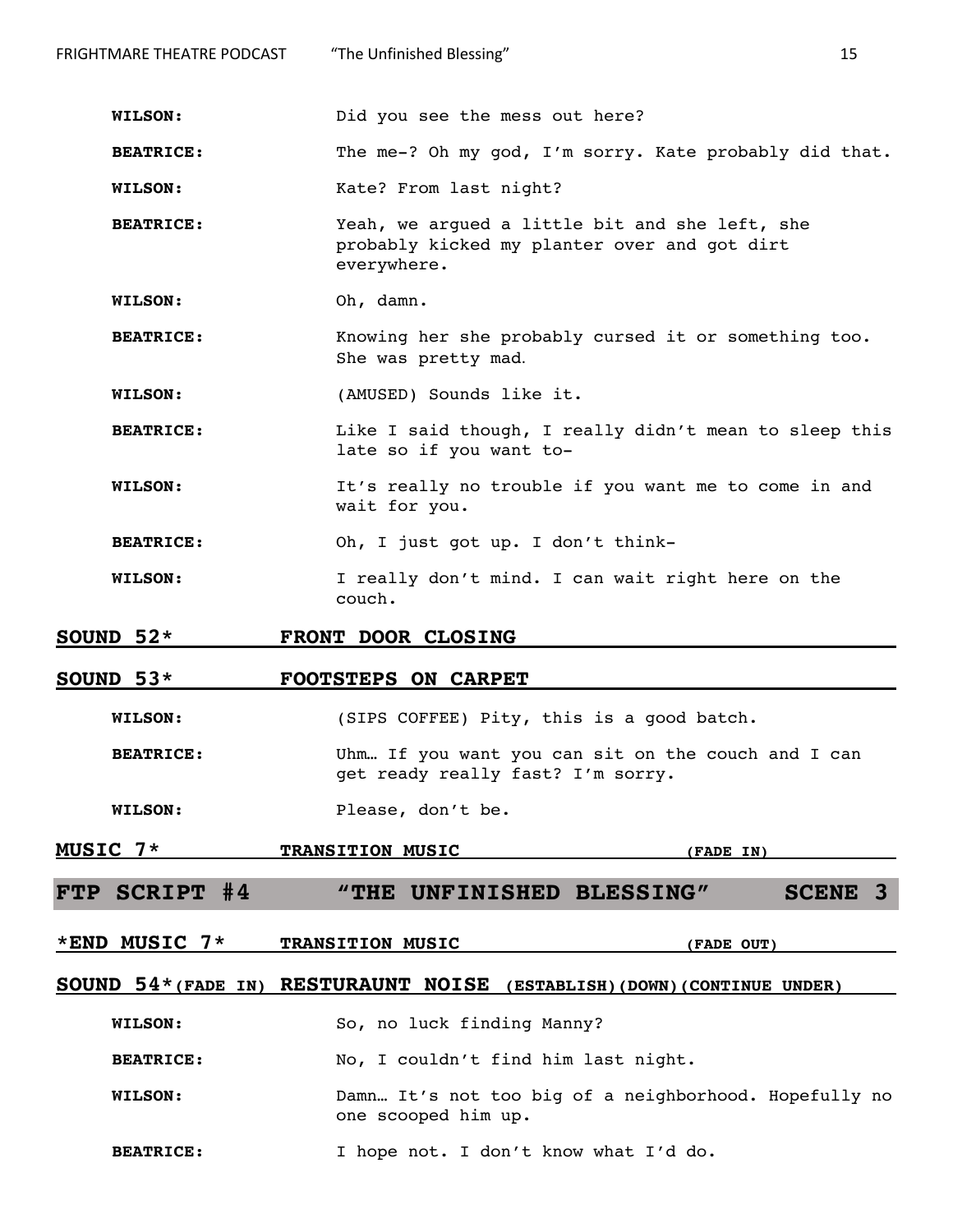**WILSON:** Did you see the mess out here?

**BEATRICE:** The me-? Oh my god, I'm sorry. Kate probably did that.

**WILSON:** Kate? From last night?

**BEATRICE:** Yeah, we argued a little bit and she left, she probably kicked my planter over and got dirt everywhere.

**WILSON:** Oh, damn.

**BEATRICE:** Knowing her she probably cursed it or something too. She was pretty mad.

**WILSON:** (AMUSED) Sounds like it.

**BEATRICE:** Like I said though, I really didn't mean to sleep this late so if you want to-

**WILSON:** It's really no trouble if you want me to come in and wait for you.

**BEATRICE:** Oh, I just got up. I don't think-

**WILSON:** I really don't mind. I can wait right here on the couch.

**SOUND 52* FRONT DOOR CLOSING**

**SOUND 53* FOOTSTEPS ON CARPET**

**WILSON:** (SIPS COFFEE) Pity, this is a good batch.

**BEATRICE:** Uhm… If you want you can sit on the couch and I can get ready really fast? I'm sorry.

**WILSON:** Please, don't be.

**MUSIC 7* TRANSITION MUSIC (FADE IN)**

## FTP SCRIPT #4 "THE UNFINISHED BLESSING" SCENE 3

**\*END MUSIC 7* TRANSITION MUSIC (FADE OUT)**

**SOUND 54*(FADE IN) RESTURAUNT NOISE (ESTABLISH)(DOWN)(CONTINUE UNDER)**

**WILSON:** So, no luck finding Manny?

**BEATRICE:** No, I couldn't find him last night.

**WILSON:** Damn… It's not too big of a neighborhood. Hopefully no one scooped him up.

**BEATRICE:** I hope not. I don't know what I'd do.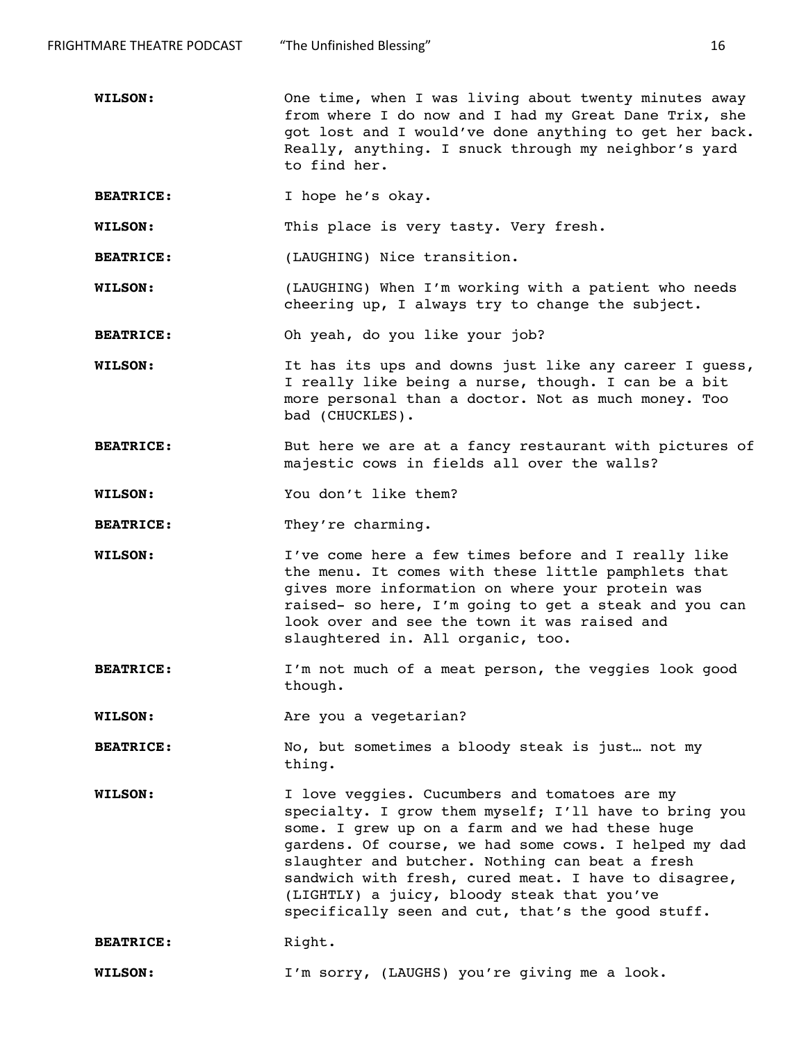**WILSON:** One time, when I was living about twenty minutes away from where I do now and I had my Great Dane Trix, she got lost and I would've done anything to get her back. Really, anything. I snuck through my neighbor's yard to find her.

**BEATRICE:** I hope he's okay.

**WILSON:** This place is very tasty. Very fresh.

**BEATRICE:** (LAUGHING) Nice transition.

**WILSON:** (LAUGHING) When I'm working with a patient who needs cheering up, I always try to change the subject.

**BEATRICE:** Oh yeah, do you like your job?

**WILSON:** It has its ups and downs just like any career I guess, I really like being a nurse, though. I can be a bit more personal than a doctor. Not as much money. Too bad (CHUCKLES).

**BEATRICE:** But here we are at a fancy restaurant with pictures of majestic cows in fields all over the walls?

**WILSON:** You don't like them?

**BEATRICE:** They're charming.

**WILSON:** I've come here a few times before and I really like the menu. It comes with these little pamphlets that gives more information on where your protein was raised- so here, I'm going to get a steak and you can look over and see the town it was raised and slaughtered in. All organic, too.

**BEATRICE:** I'm not much of a meat person, the veggies look good though.

**WILSON:** Are you a vegetarian?

**BEATRICE:** No, but sometimes a bloody steak is just… not my thing.

**WILSON:** I love veggies. Cucumbers and tomatoes are my specialty. I grow them myself; I'll have to bring you some. I grew up on a farm and we had these huge gardens. Of course, we had some cows. I helped my dad slaughter and butcher. Nothing can beat a fresh sandwich with fresh, cured meat. I have to disagree, (LIGHTLY) a juicy, bloody steak that you've specifically seen and cut, that's the good stuff.

**BEATRICE:** Right.

**WILSON:** I'm sorry, (LAUGHS) you're giving me a look.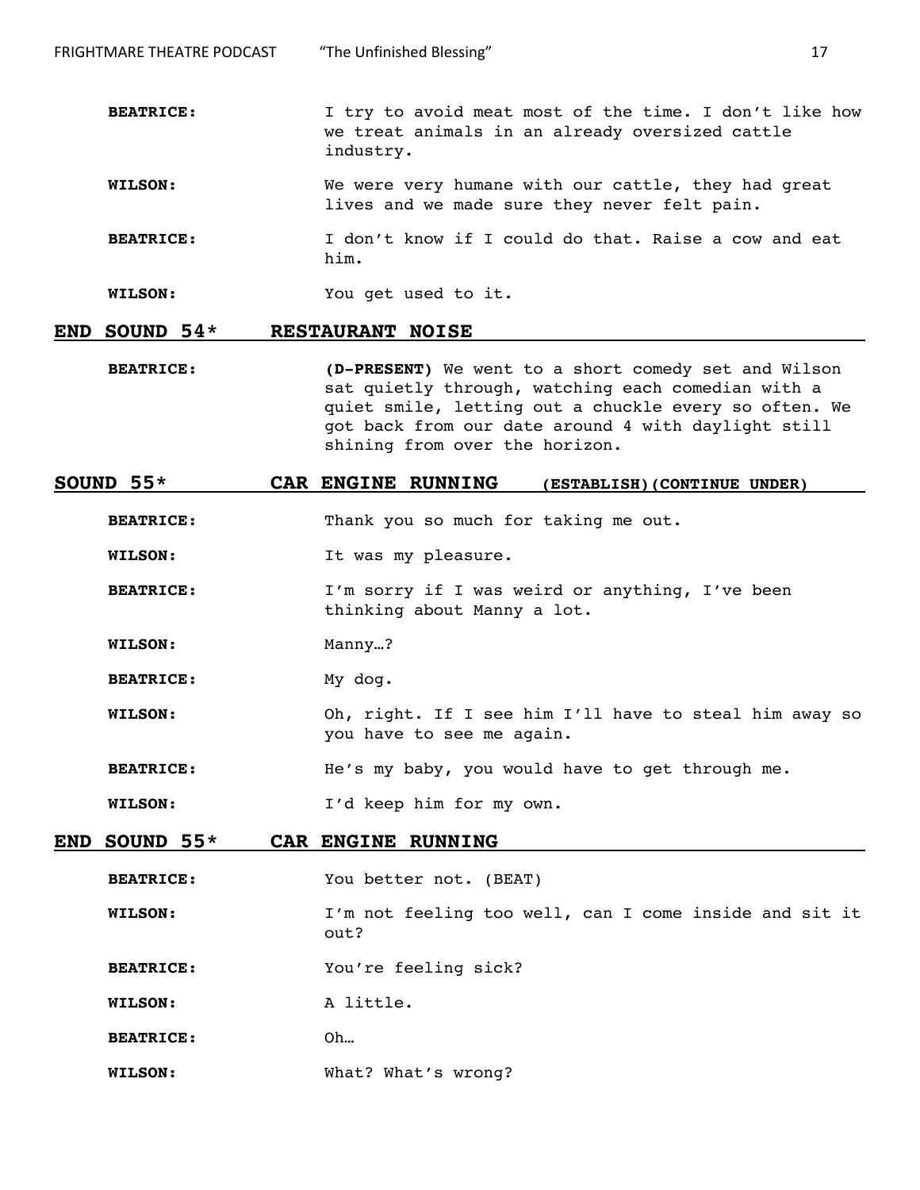**BEATRICE:** I try to avoid meat most of the time. I don't like how we treat animals in an already oversized cattle industry.

**WILSON:** We were very humane with our cattle, they had great lives and we made sure they never felt pain.

**BEATRICE:** I don't know if I could do that. Raise a cow and eat him.

**WILSON:** You get used to it.

**END SOUND 54* RESTAURANT NOISE**

**BEATRICE:** **(D-PRESENT)** We went to a short comedy set and Wilson sat quietly through, watching each comedian with a quiet smile, letting out a chuckle every so often. We got back from our date around 4 with daylight still shining from over the horizon.

**SOUND 55* CAR ENGINE RUNNING (ESTABLISH)(CONTINUE UNDER)**

**BEATRICE:** Thank you so much for taking me out.

**WILSON:** It was my pleasure.

**BEATRICE:** I'm sorry if I was weird or anything, I've been thinking about Manny a lot.

**WILSON:** Manny…?

**BEATRICE:** My dog.

**WILSON:** Oh, right. If I see him I'll have to steal him away so you have to see me again.

**BEATRICE:** He's my baby, you would have to get through me.

**WILSON:** I'd keep him for my own.

**END SOUND 55* CAR ENGINE RUNNING**

**BEATRICE:** You better not. (BEAT)

**WILSON:** I'm not feeling too well, can I come inside and sit it out?

**BEATRICE:** You're feeling sick?

**WILSON:** A little.

**BEATRICE:** Oh…

**WILSON:** What? What's wrong?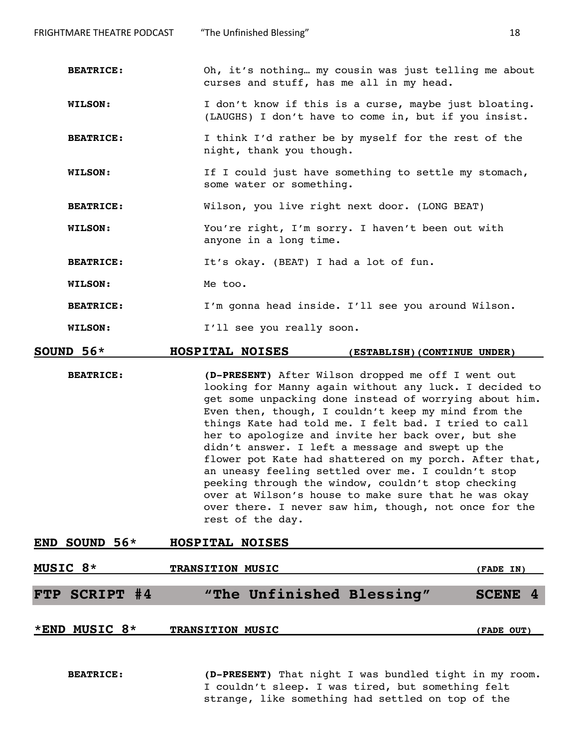**BEATRICE:** Oh, it's nothing… my cousin was just telling me about curses and stuff, has me all in my head.

**WILSON:** I don't know if this is a curse, maybe just bloating. (LAUGHS) I don't have to come in, but if you insist.

**BEATRICE:** I think I'd rather be by myself for the rest of the night, thank you though.

**WILSON:** If I could just have something to settle my stomach, some water or something.

**BEATRICE:** Wilson, you live right next door. (LONG BEAT)

**WILSON:** You're right, I'm sorry. I haven't been out with anyone in a long time.

**BEATRICE:** It's okay. (BEAT) I had a lot of fun.

**WILSON:** Me too.

**BEATRICE:** I'm gonna head inside. I'll see you around Wilson.

**WILSON:** I'll see you really soon.

**SOUND 56* HOSPITAL NOISES (ESTABLISH)(CONTINUE UNDER)**

**BEATRICE:** **(D-PRESENT)** After Wilson dropped me off I went out looking for Manny again without any luck. I decided to get some unpacking done instead of worrying about him. Even then, though, I couldn't keep my mind from the things Kate had told me. I felt bad. I tried to call her to apologize and invite her back over, but she didn't answer. I left a message and swept up the flower pot Kate had shattered on my porch. After that, an uneasy feeling settled over me. I couldn't stop peeking through the window, couldn't stop checking over at Wilson's house to make sure that he was okay over there. I never saw him, though, not once for the rest of the day.

**END SOUND 56* HOSPITAL NOISES**

**MUSIC 8* TRANSITION MUSIC (FADE IN)**

## FTP SCRIPT #4 "The Unfinished Blessing" SCENE 4

***END MUSIC 8* TRANSITION MUSIC (FADE OUT)**

**BEATRICE:** **(D-PRESENT)** That night I was bundled tight in my room. I couldn't sleep. I was tired, but something felt strange, like something had settled on top of the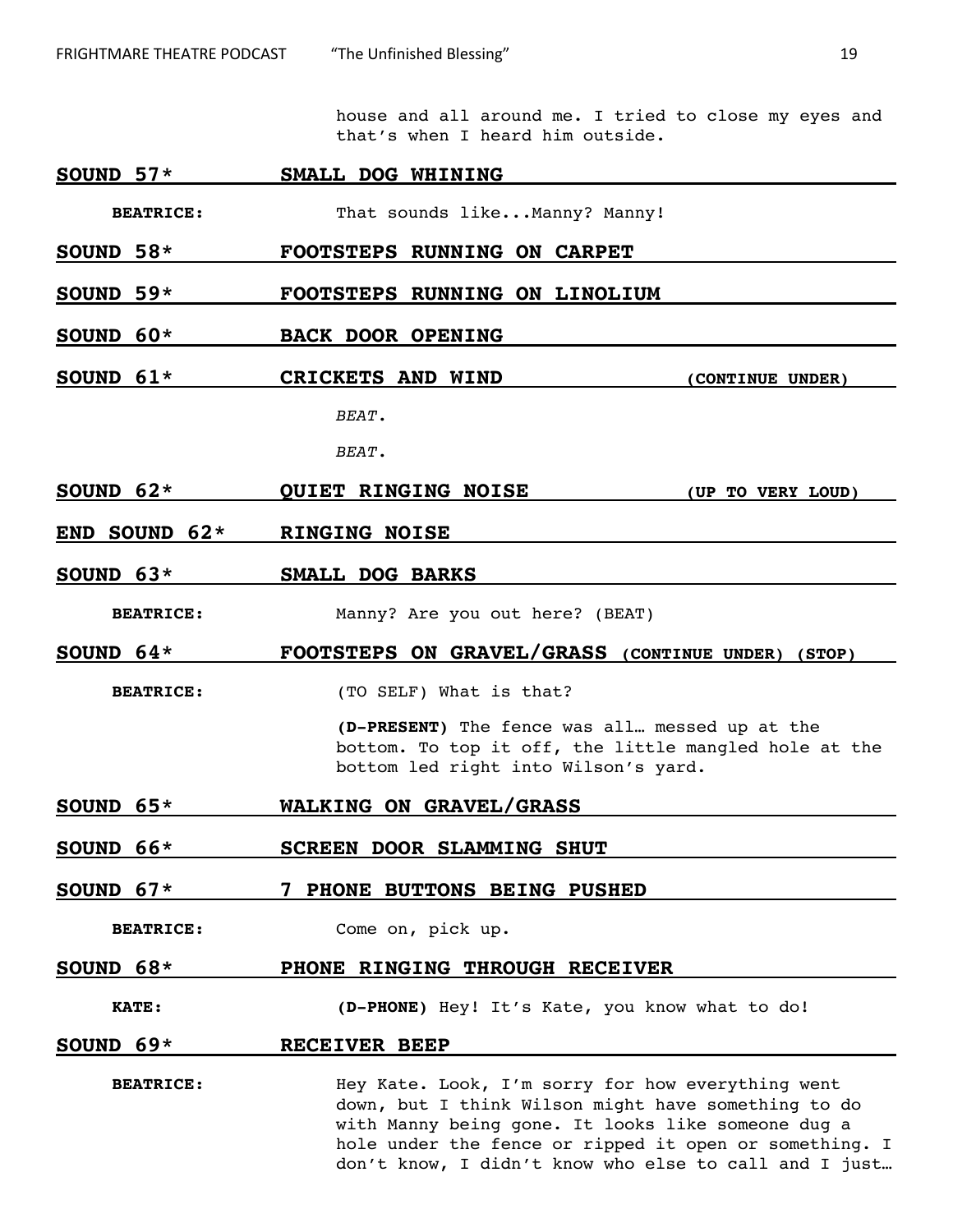house and all around me. I tried to close my eyes and that's when I heard him outside.

**SOUND 57*** **SMALL DOG WHINING**

**BEATRICE:** That sounds like...Manny? Manny!

**SOUND 58*** **FOOTSTEPS RUNNING ON CARPET**

**SOUND 59*** **FOOTSTEPS RUNNING ON LINOLIUM**

**SOUND 60*** **BACK DOOR OPENING**

**SOUND 61*** **CRICKETS AND WIND** **(CONTINUE UNDER)**

*BEAT.*

*BEAT.*

**SOUND 62*** **QUIET RINGING NOISE** **(UP TO VERY LOUD)**

**END SOUND 62*** **RINGING NOISE**

**SOUND 63*** **SMALL DOG BARKS**

**BEATRICE:** Manny? Are you out here? (BEAT)

**SOUND 64*** **FOOTSTEPS ON GRAVEL/GRASS (CONTINUE UNDER) (STOP)**

**BEATRICE:** (TO SELF) What is that?

**(D-PRESENT)** The fence was all… messed up at the bottom. To top it off, the little mangled hole at the bottom led right into Wilson's yard.

**SOUND 65*** **WALKING ON GRAVEL/GRASS**

**SOUND 66*** **SCREEN DOOR SLAMMING SHUT**

**SOUND 67*** **7 PHONE BUTTONS BEING PUSHED**

**BEATRICE:** Come on, pick up.

**SOUND 68*** **PHONE RINGING THROUGH RECEIVER**

**KATE:** **(D-PHONE)** Hey! It's Kate, you know what to do!

**SOUND 69*** **RECEIVER BEEP**

**BEATRICE:** Hey Kate. Look, I'm sorry for how everything went down, but I think Wilson might have something to do with Manny being gone. It looks like someone dug a hole under the fence or ripped it open or something. I don't know, I didn't know who else to call and I just…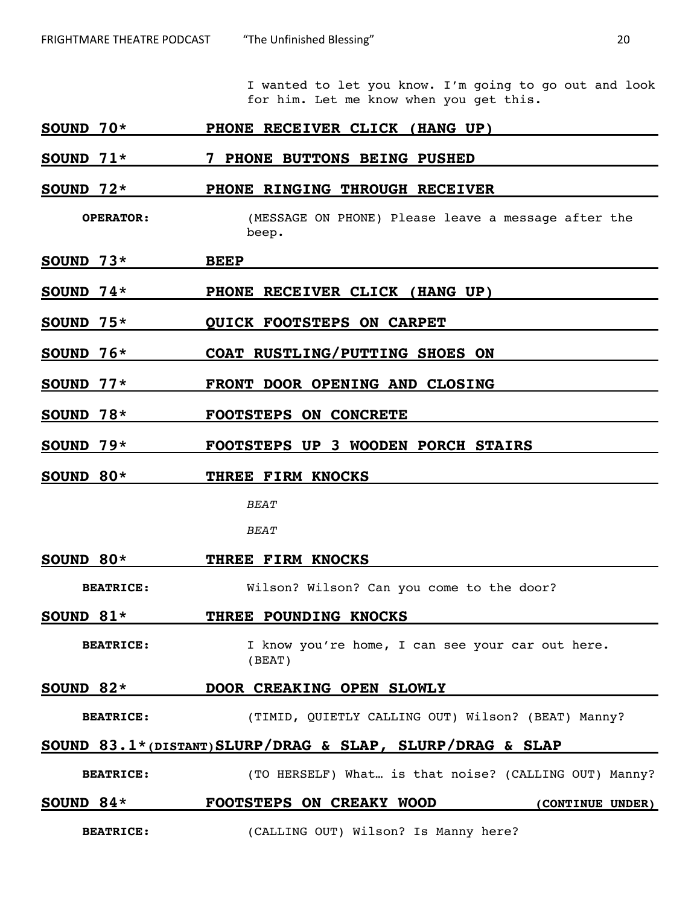I wanted to let you know. I'm going to go out and look for him. Let me know when you get this.

**SOUND 70*** **PHONE RECEIVER CLICK (HANG UP)**

**SOUND 71*** **7 PHONE BUTTONS BEING PUSHED**

**SOUND 72*** **PHONE RINGING THROUGH RECEIVER**

**OPERATOR:** (MESSAGE ON PHONE) Please leave a message after the beep.

**SOUND 73*** **BEEP**

**SOUND 74*** **PHONE RECEIVER CLICK (HANG UP)**

**SOUND 75*** **QUICK FOOTSTEPS ON CARPET**

**SOUND 76*** **COAT RUSTLING/PUTTING SHOES ON**

**SOUND 77*** **FRONT DOOR OPENING AND CLOSING**

**SOUND 78*** **FOOTSTEPS ON CONCRETE**

**SOUND 79*** **FOOTSTEPS UP 3 WOODEN PORCH STAIRS**

**SOUND 80*** **THREE FIRM KNOCKS**

*BEAT*

*BEAT*

**SOUND 80*** **THREE FIRM KNOCKS**

**BEATRICE:** Wilson? Wilson? Can you come to the door?

**SOUND 81*** **THREE POUNDING KNOCKS**

**BEATRICE:** I know you're home, I can see your car out here. (BEAT)

**SOUND 82*** **DOOR CREAKING OPEN SLOWLY**

**BEATRICE:** (TIMID, QUIETLY CALLING OUT) Wilson? (BEAT) Manny?

**SOUND 83.1*(DISTANT)SLURP/DRAG & SLAP, SLURP/DRAG & SLAP**

**BEATRICE:** (TO HERSELF) What… is that noise? (CALLING OUT) Manny?

**SOUND 84*** **FOOTSTEPS ON CREAKY WOOD** **(CONTINUE UNDER)**

**BEATRICE:** (CALLING OUT) Wilson? Is Manny here?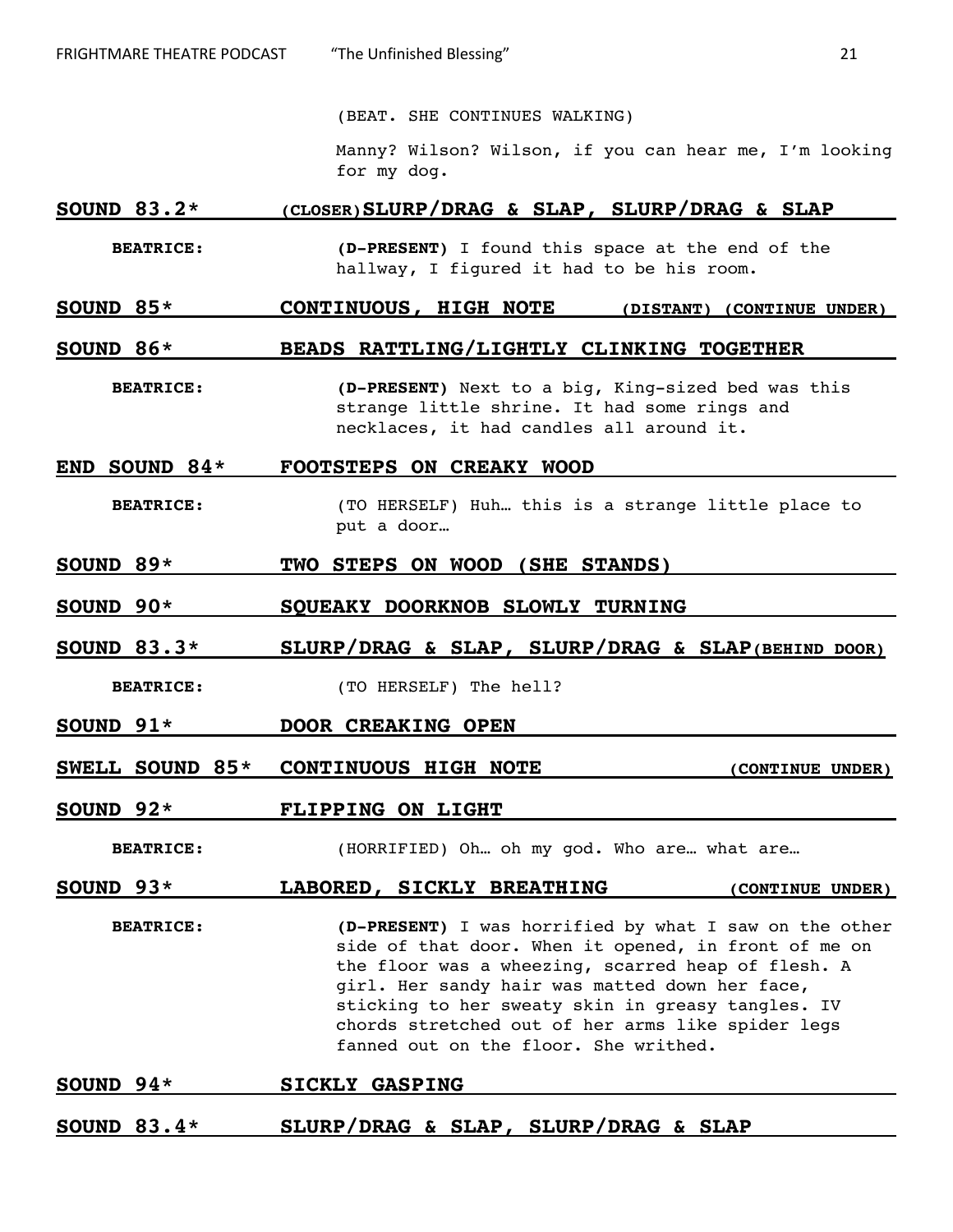(BEAT. SHE CONTINUES WALKING)

Manny? Wilson? Wilson, if you can hear me, I'm looking for my dog.

**SOUND 83.2*** **(CLOSER) SLURP/DRAG & SLAP, SLURP/DRAG & SLAP**

**BEATRICE:** **(D-PRESENT)** I found this space at the end of the hallway, I figured it had to be his room.

**SOUND 85*** **CONTINUOUS, HIGH NOTE** **(DISTANT) (CONTINUE UNDER)**

**SOUND 86*** **BEADS RATTLING/LIGHTLY CLINKING TOGETHER**

**BEATRICE:** **(D-PRESENT)** Next to a big, King-sized bed was this strange little shrine. It had some rings and necklaces, it had candles all around it.

**END SOUND 84*** **FOOTSTEPS ON CREAKY WOOD**

**BEATRICE:** (TO HERSELF) Huh… this is a strange little place to put a door…

**SOUND 89*** **TWO STEPS ON WOOD (SHE STANDS)**

**SOUND 90*** **SQUEAKY DOORKNOB SLOWLY TURNING**

**SOUND 83.3*** **SLURP/DRAG & SLAP, SLURP/DRAG & SLAP (BEHIND DOOR)**

**BEATRICE:** (TO HERSELF) The hell?

**SOUND 91*** **DOOR CREAKING OPEN**

**SWELL SOUND 85*** **CONTINUOUS HIGH NOTE** **(CONTINUE UNDER)**

**SOUND 92*** **FLIPPING ON LIGHT**

**BEATRICE:** (HORRIFIED) Oh… oh my god. Who are… what are…

**SOUND 93*** **LABORED, SICKLY BREATHING** **(CONTINUE UNDER)**

**BEATRICE:** **(D-PRESENT)** I was horrified by what I saw on the other side of that door. When it opened, in front of me on the floor was a wheezing, scarred heap of flesh. A girl. Her sandy hair was matted down her face, sticking to her sweaty skin in greasy tangles. IV chords stretched out of her arms like spider legs fanned out on the floor. She writhed.

**SOUND 94*** **SICKLY GASPING**

**SOUND 83.4*** **SLURP/DRAG & SLAP, SLURP/DRAG & SLAP**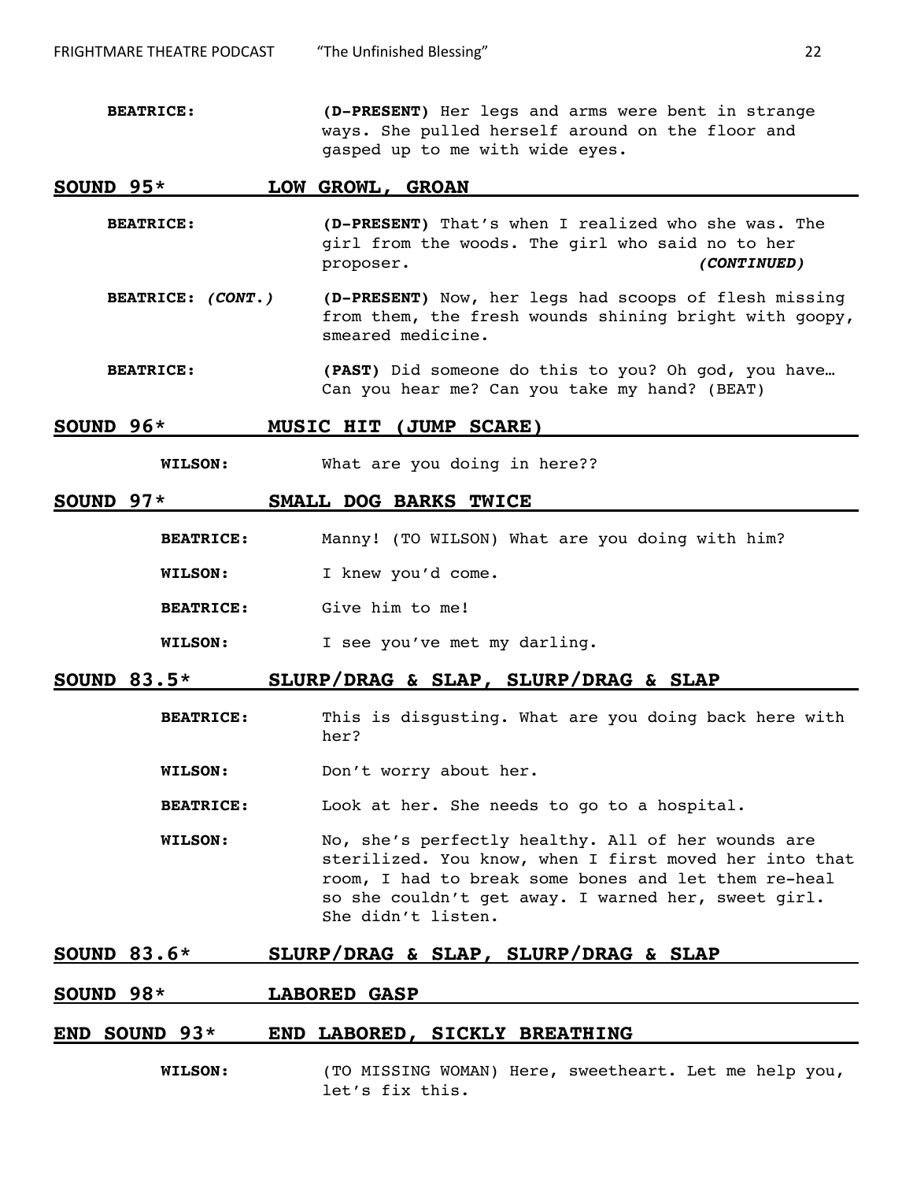**BEATRICE:** **(D-PRESENT)** Her legs and arms were bent in strange ways. She pulled herself around on the floor and gasped up to me with wide eyes.

**SOUND 95* LOW GROWL, GROAN**

**BEATRICE:** **(D-PRESENT)** That's when I realized who she was. The girl from the woods. The girl who said no to her proposer. ***(CONTINUED)***

**BEATRICE: *(CONT.)*** **(D-PRESENT)** Now, her legs had scoops of flesh missing from them, the fresh wounds shining bright with goopy, smeared medicine.

**BEATRICE:** **(PAST)** Did someone do this to you? Oh god, you have… Can you hear me? Can you take my hand? (BEAT)

**SOUND 96* MUSIC HIT (JUMP SCARE)**

**WILSON:** What are you doing in here??

**SOUND 97* SMALL DOG BARKS TWICE**

**BEATRICE:** Manny! (TO WILSON) What are you doing with him?

**WILSON:** I knew you'd come.

**BEATRICE:** Give him to me!

**WILSON:** I see you've met my darling.

**SOUND 83.5* SLURP/DRAG & SLAP, SLURP/DRAG & SLAP**

**BEATRICE:** This is disgusting. What are you doing back here with her?

**WILSON:** Don't worry about her.

**BEATRICE:** Look at her. She needs to go to a hospital.

**WILSON:** No, she's perfectly healthy. All of her wounds are sterilized. You know, when I first moved her into that room, I had to break some bones and let them re-heal so she couldn't get away. I warned her, sweet girl. She didn't listen.

**SOUND 83.6* SLURP/DRAG & SLAP, SLURP/DRAG & SLAP**

**SOUND 98* LABORED GASP**

**END SOUND 93* END LABORED, SICKLY BREATHING**

**WILSON:** (TO MISSING WOMAN) Here, sweetheart. Let me help you, let's fix this.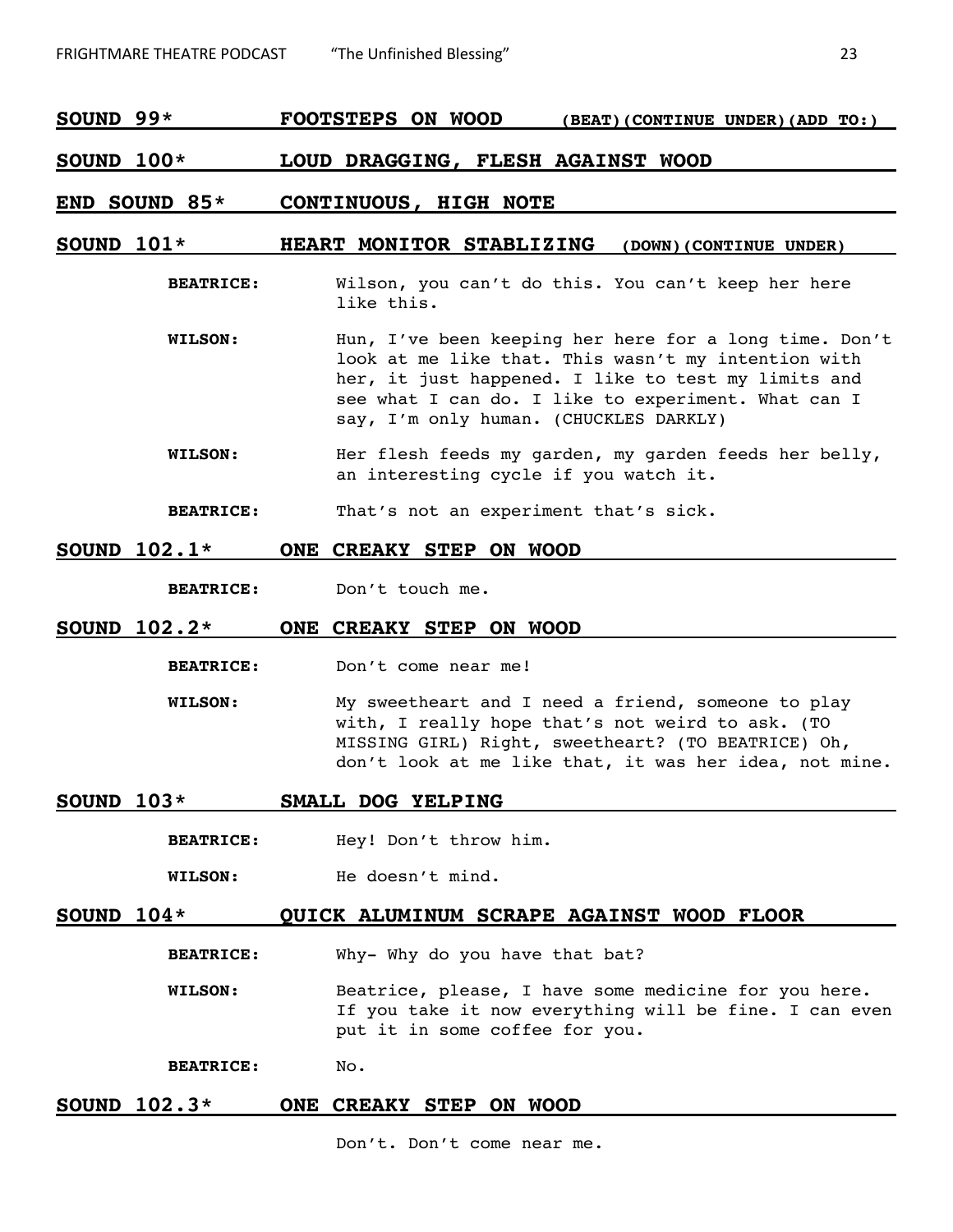**SOUND 99\*** **FOOTSTEPS ON WOOD** **(BEAT)(CONTINUE UNDER)(ADD TO:)**

**SOUND 100\*** **LOUD DRAGGING, FLESH AGAINST WOOD**

**END SOUND 85\*** **CONTINUOUS, HIGH NOTE**

**SOUND 101\*** **HEART MONITOR STABLIZING** **(DOWN)(CONTINUE UNDER)**

**BEATRICE:** Wilson, you can't do this. You can't keep her here like this.

**WILSON:** Hun, I've been keeping her here for a long time. Don't look at me like that. This wasn't my intention with her, it just happened. I like to test my limits and see what I can do. I like to experiment. What can I say, I'm only human. (CHUCKLES DARKLY)

**WILSON:** Her flesh feeds my garden, my garden feeds her belly, an interesting cycle if you watch it.

**BEATRICE:** That's not an experiment that's sick.

**SOUND 102.1\*** **ONE CREAKY STEP ON WOOD**

**BEATRICE:** Don't touch me.

**SOUND 102.2\*** **ONE CREAKY STEP ON WOOD**

**BEATRICE:** Don't come near me!

**WILSON:** My sweetheart and I need a friend, someone to play with, I really hope that's not weird to ask. (TO MISSING GIRL) Right, sweetheart? (TO BEATRICE) Oh, don't look at me like that, it was her idea, not mine.

**SOUND 103\*** **SMALL DOG YELPING**

**BEATRICE:** Hey! Don't throw him.

**WILSON:** He doesn't mind.

**SOUND 104\*** **QUICK ALUMINUM SCRAPE AGAINST WOOD FLOOR**

**BEATRICE:** Why- Why do you have that bat?

**WILSON:** Beatrice, please, I have some medicine for you here. If you take it now everything will be fine. I can even put it in some coffee for you.

**BEATRICE:** No.

**SOUND 102.3\*** **ONE CREAKY STEP ON WOOD**

Don't. Don't come near me.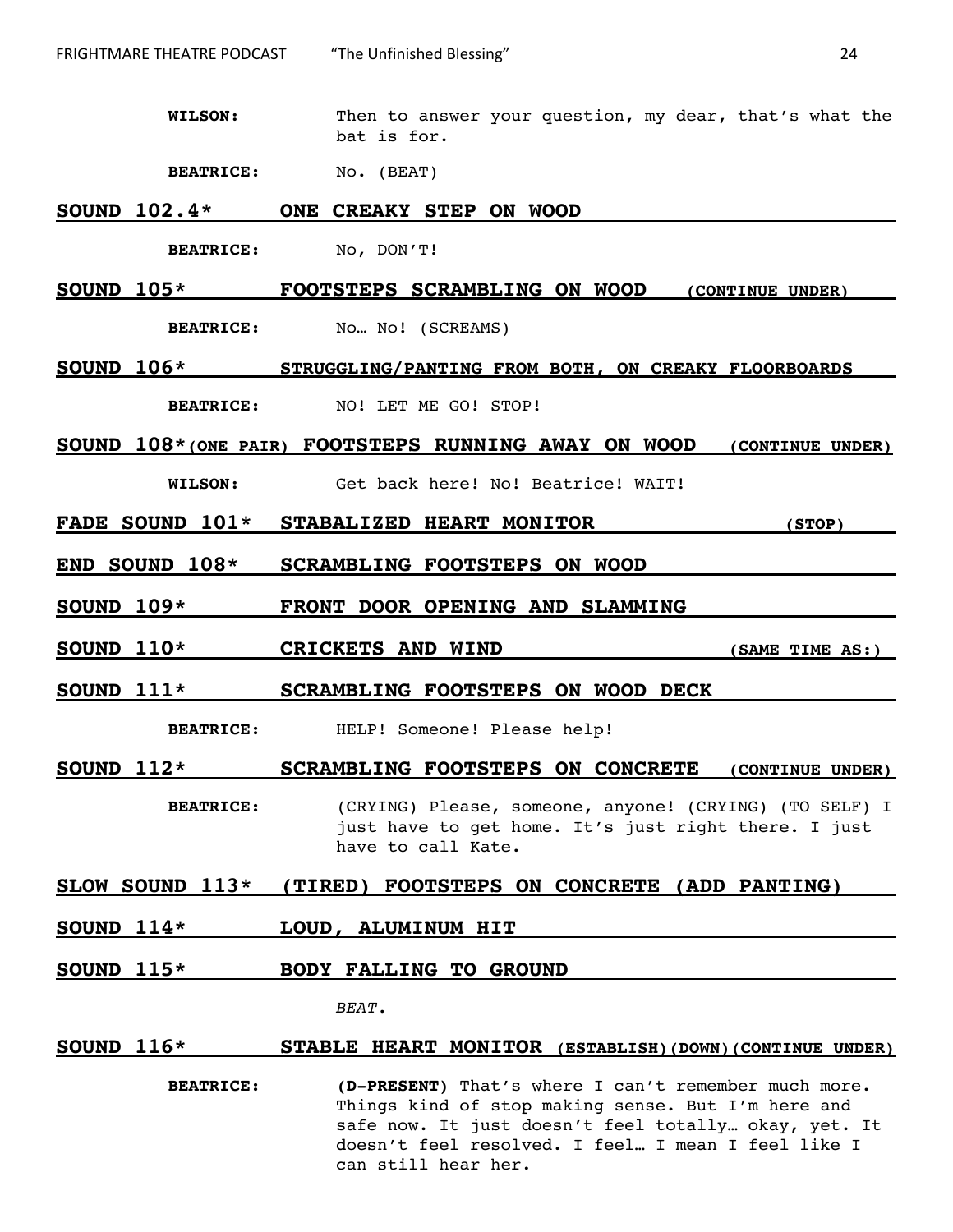**WILSON:** Then to answer your question, my dear, that's what the bat is for.

**BEATRICE:** No. (BEAT)

**SOUND 102.4* ONE CREAKY STEP ON WOOD**

**BEATRICE:** No, DON'T!

**SOUND 105* FOOTSTEPS SCRAMBLING ON WOOD (CONTINUE UNDER)**

**BEATRICE:** No… No! (SCREAMS)

**SOUND 106* STRUGGLING/PANTING FROM BOTH, ON CREAKY FLOORBOARDS**

**BEATRICE:** NO! LET ME GO! STOP!

**SOUND 108*(ONE PAIR) FOOTSTEPS RUNNING AWAY ON WOOD (CONTINUE UNDER)**

**WILSON:** Get back here! No! Beatrice! WAIT!

**FADE SOUND 101* STABALIZED HEART MONITOR (STOP)**

**END SOUND 108* SCRAMBLING FOOTSTEPS ON WOOD**

**SOUND 109* FRONT DOOR OPENING AND SLAMMING**

**SOUND 110* CRICKETS AND WIND (SAME TIME AS:)**

**SOUND 111* SCRAMBLING FOOTSTEPS ON WOOD DECK**

**BEATRICE:** HELP! Someone! Please help!

**SOUND 112* SCRAMBLING FOOTSTEPS ON CONCRETE (CONTINUE UNDER)**

**BEATRICE:** (CRYING) Please, someone, anyone! (CRYING) (TO SELF) I just have to get home. It's just right there. I just have to call Kate.

**SLOW SOUND 113* (TIRED) FOOTSTEPS ON CONCRETE (ADD PANTING)**

**SOUND 114* LOUD, ALUMINUM HIT**

**SOUND 115* BODY FALLING TO GROUND**

*BEAT.*

**SOUND 116* STABLE HEART MONITOR (ESTABLISH)(DOWN)(CONTINUE UNDER)**

**BEATRICE:** **(D-PRESENT)** That's where I can't remember much more. Things kind of stop making sense. But I'm here and safe now. It just doesn't feel totally… okay, yet. It doesn't feel resolved. I feel… I mean I feel like I can still hear her.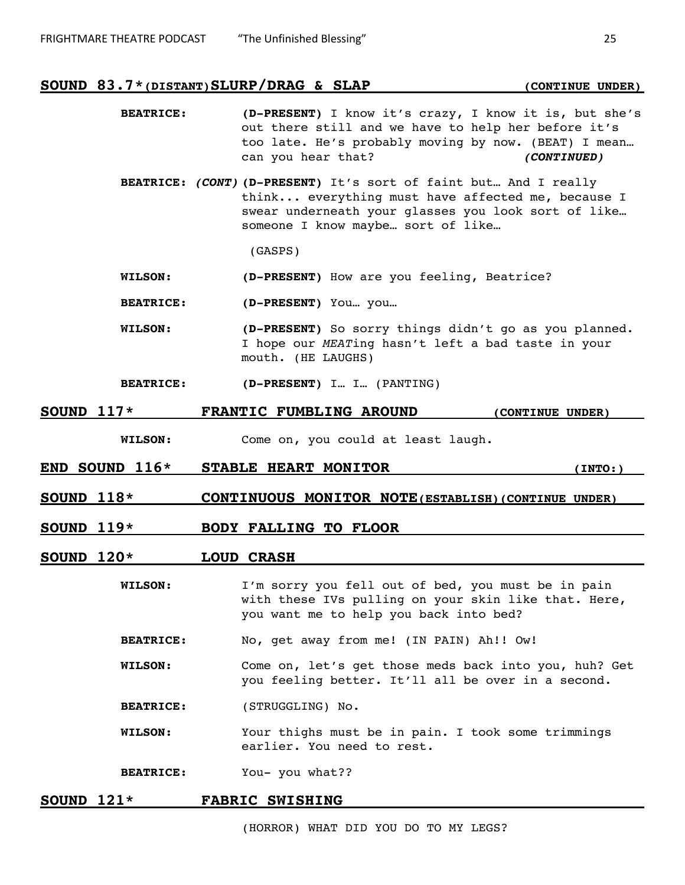**SOUND 83.7*(DISTANT)SLURP/DRAG & SLAP** **(CONTINUE UNDER)**

**BEATRICE:** **(D-PRESENT)** I know it's crazy, I know it is, but she's out there still and we have to help her before it's too late. He's probably moving by now. (BEAT) I mean… can you hear that? ***(CONTINUED)***

**BEATRICE: *(CONT)*** **(D-PRESENT)** It's sort of faint but… And I really think... everything must have affected me, because I swear underneath your glasses you look sort of like… someone I know maybe… sort of like…

(GASPS)

**WILSON:** **(D-PRESENT)** How are you feeling, Beatrice?

**BEATRICE:** **(D-PRESENT)** You… you…

**WILSON:** **(D-PRESENT)** So sorry things didn't go as you planned. I hope our *MEAT*ing hasn't left a bad taste in your mouth. (HE LAUGHS)

**BEATRICE:** **(D-PRESENT)** I… I… (PANTING)

**SOUND 117*** **FRANTIC FUMBLING AROUND** **(CONTINUE UNDER)**

**WILSON:** Come on, you could at least laugh.

**END SOUND 116*** **STABLE HEART MONITOR** **(INTO:)**

**SOUND 118*** **CONTINUOUS MONITOR NOTE(ESTABLISH)(CONTINUE UNDER)**

**SOUND 119*** **BODY FALLING TO FLOOR**

**SOUND 120*** **LOUD CRASH**

**WILSON:** I'm sorry you fell out of bed, you must be in pain with these IVs pulling on your skin like that. Here, you want me to help you back into bed?

**BEATRICE:** No, get away from me! (IN PAIN) Ah!! Ow!

**WILSON:** Come on, let's get those meds back into you, huh? Get you feeling better. It'll all be over in a second.

**BEATRICE:** (STRUGGLING) No.

**WILSON:** Your thighs must be in pain. I took some trimmings earlier. You need to rest.

**BEATRICE:** You- you what??

**SOUND 121*** **FABRIC SWISHING**

(HORROR) WHAT DID YOU DO TO MY LEGS?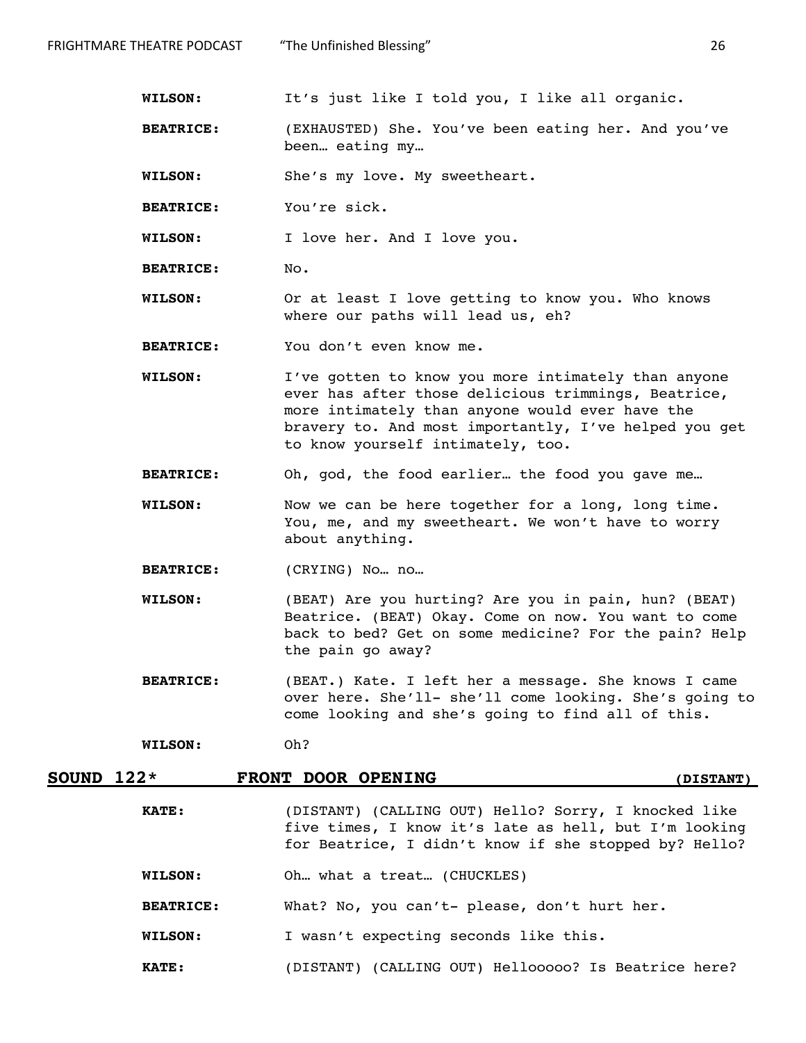**WILSON:** It's just like I told you, I like all organic.

**BEATRICE:** (EXHAUSTED) She. You've been eating her. And you've been… eating my…

**WILSON:** She's my love. My sweetheart.

**BEATRICE:** You're sick.

**WILSON:** I love her. And I love you.

**BEATRICE:** No.

**WILSON:** Or at least I love getting to know you. Who knows where our paths will lead us, eh?

**BEATRICE:** You don't even know me.

**WILSON:** I've gotten to know you more intimately than anyone ever has after those delicious trimmings, Beatrice, more intimately than anyone would ever have the bravery to. And most importantly, I've helped you get to know yourself intimately, too.

**BEATRICE:** Oh, god, the food earlier… the food you gave me…

**WILSON:** Now we can be here together for a long, long time. You, me, and my sweetheart. We won't have to worry about anything.

**BEATRICE:** (CRYING) No… no…

**WILSON:** (BEAT) Are you hurting? Are you in pain, hun? (BEAT) Beatrice. (BEAT) Okay. Come on now. You want to come back to bed? Get on some medicine? For the pain? Help the pain go away?

**BEATRICE:** (BEAT.) Kate. I left her a message. She knows I came over here. She'll- she'll come looking. She's going to come looking and she's going to find all of this.

**WILSON:** Oh?

**SOUND 122*** **FRONT DOOR OPENING** **(DISTANT)**

**KATE:** (DISTANT) (CALLING OUT) Hello? Sorry, I knocked like five times, I know it's late as hell, but I'm looking for Beatrice, I didn't know if she stopped by? Hello?

**WILSON:** Oh… what a treat… (CHUCKLES)

**BEATRICE:** What? No, you can't- please, don't hurt her.

**WILSON:** I wasn't expecting seconds like this.

**KATE:** (DISTANT) (CALLING OUT) Hellooooo? Is Beatrice here?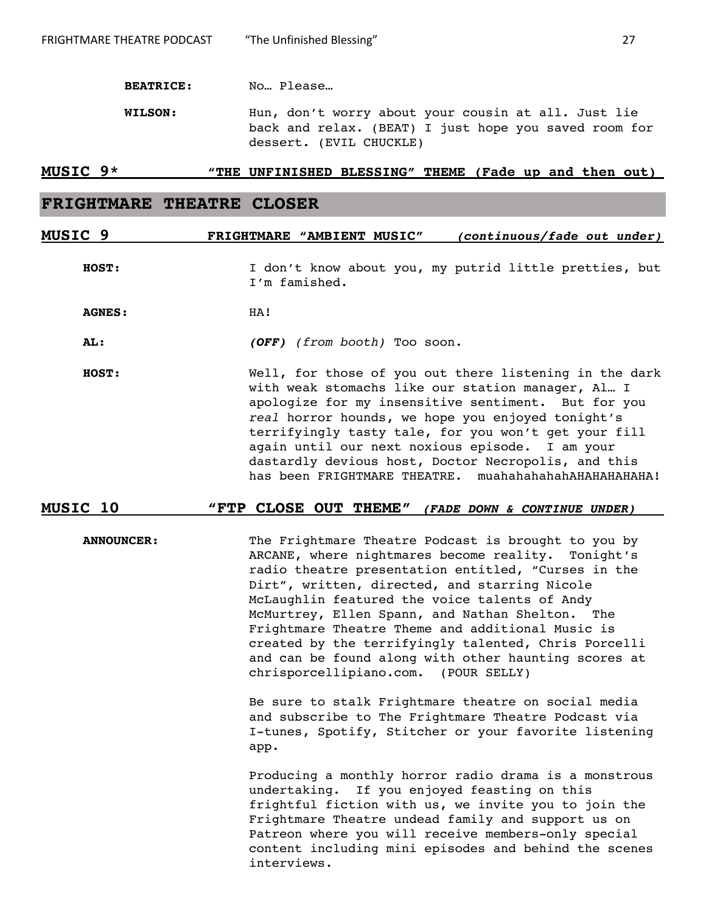**BEATRICE:** No… Please…

**WILSON:** Hun, don't worry about your cousin at all. Just lie back and relax. (BEAT) I just hope you saved room for dessert. (EVIL CHUCKLE)

**MUSIC 9\*** **"THE UNFINISHED BLESSING" THEME (Fade up and then out)**

## FRIGHTMARE THEATRE CLOSER

**MUSIC 9** **FRIGHTMARE "AMBIENT MUSIC"** ***(continuous/fade out under)***

**HOST:** I don't know about you, my putrid little pretties, but I'm famished.

**AGNES:** HA!

**AL:** ***(OFF)*** *(from booth)* Too soon.

**HOST:** Well, for those of you out there listening in the dark with weak stomachs like our station manager, Al… I apologize for my insensitive sentiment. But for you *real* horror hounds, we hope you enjoyed tonight's terrifyingly tasty tale, for you won't get your fill again until our next noxious episode. I am your dastardly devious host, Doctor Necropolis, and this has been FRIGHTMARE THEATRE. muahahahahahAHAHAHAHAHA!

**MUSIC 10** **"FTP CLOSE OUT THEME"** ***(FADE DOWN & CONTINUE UNDER)***

**ANNOUNCER:** The Frightmare Theatre Podcast is brought to you by ARCANE, where nightmares become reality. Tonight's radio theatre presentation entitled, "Curses in the Dirt", written, directed, and starring Nicole McLaughlin featured the voice talents of Andy McMurtrey, Ellen Spann, and Nathan Shelton. The Frightmare Theatre Theme and additional Music is created by the terrifyingly talented, Chris Porcelli and can be found along with other haunting scores at chrisporcellipiano.com. (POUR SELLY)

Be sure to stalk Frightmare theatre on social media and subscribe to The Frightmare Theatre Podcast via I-tunes, Spotify, Stitcher or your favorite listening app.

Producing a monthly horror radio drama is a monstrous undertaking. If you enjoyed feasting on this frightful fiction with us, we invite you to join the Frightmare Theatre undead family and support us on Patreon where you will receive members-only special content including mini episodes and behind the scenes interviews.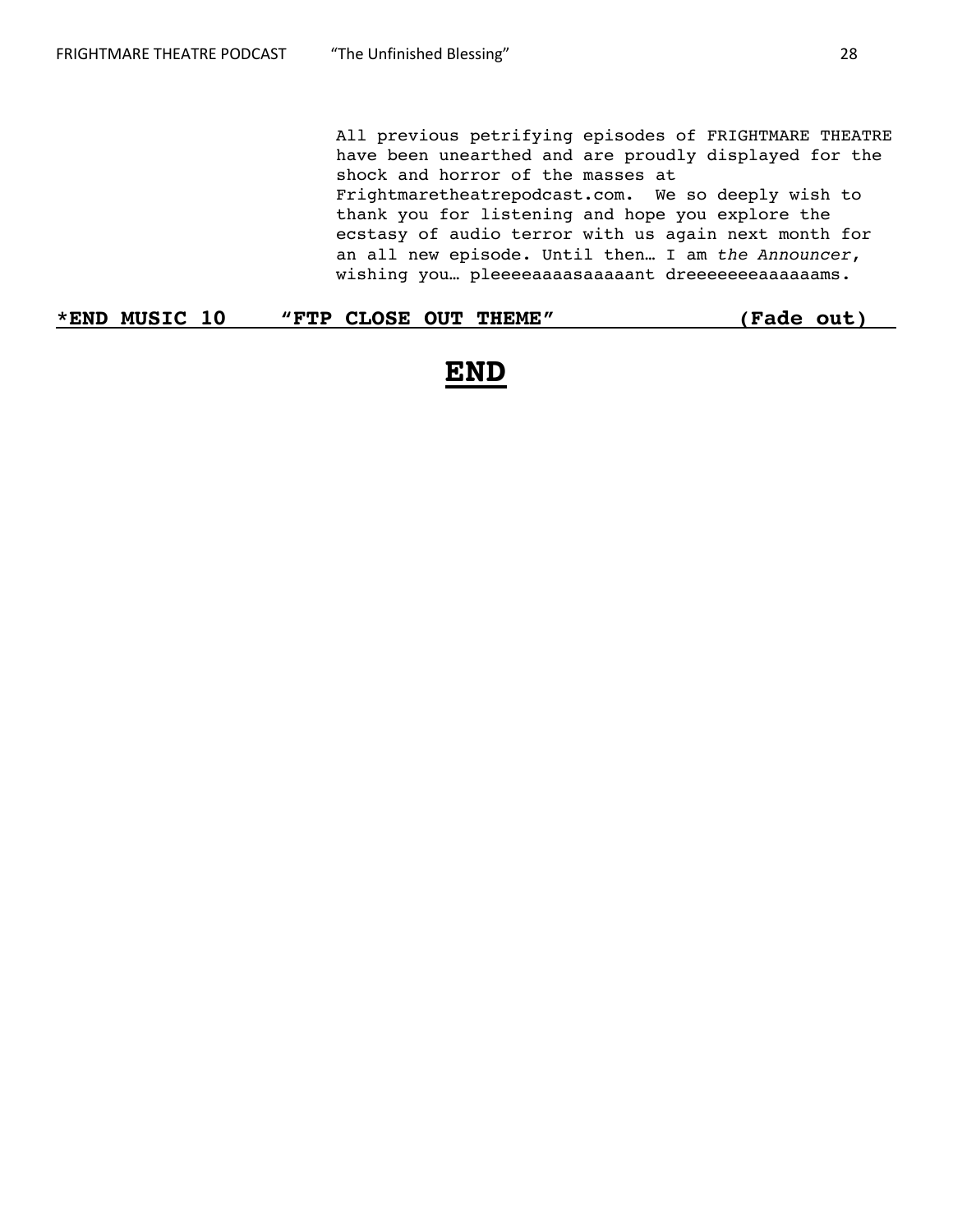All previous petrifying episodes of FRIGHTMARE THEATRE have been unearthed and are proudly displayed for the shock and horror of the masses at Frightmaretheatrepodcast.com. We so deeply wish to thank you for listening and hope you explore the ecstasy of audio terror with us again next month for an all new episode. Until then… I am *the Announcer*, wishing you… pleeeeaaaasaaaaant dreeeeeeeaaaaaams.

**\*END MUSIC 10 "FTP CLOSE OUT THEME" (Fade out)**

# **END**